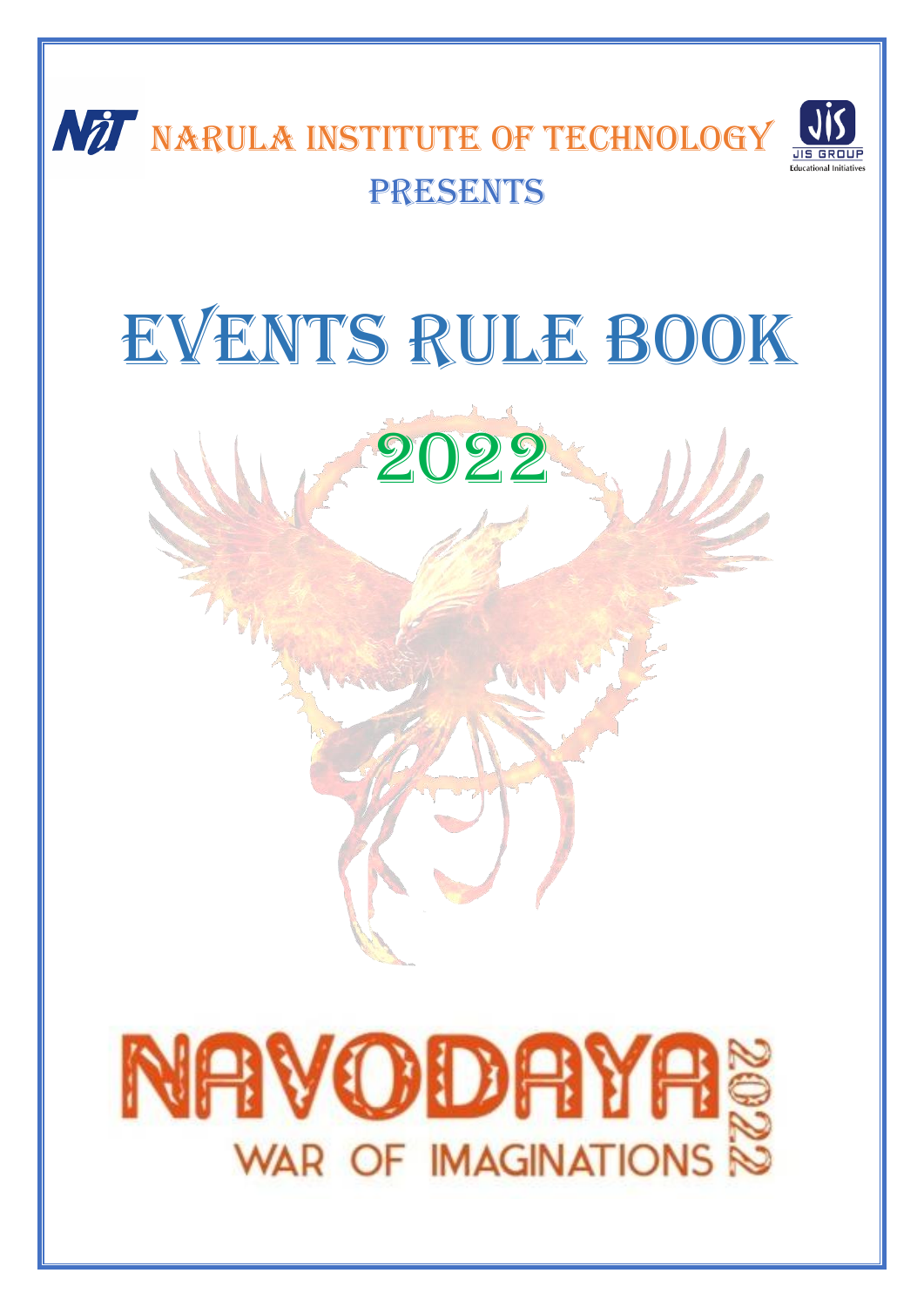NARULA INSTITUTE OF TECHNOLOGY

PRESENTS

# EVENTS RULE BOOK

# 2022

# NAVODAYA 2022

WAR OF IMAGINATIONS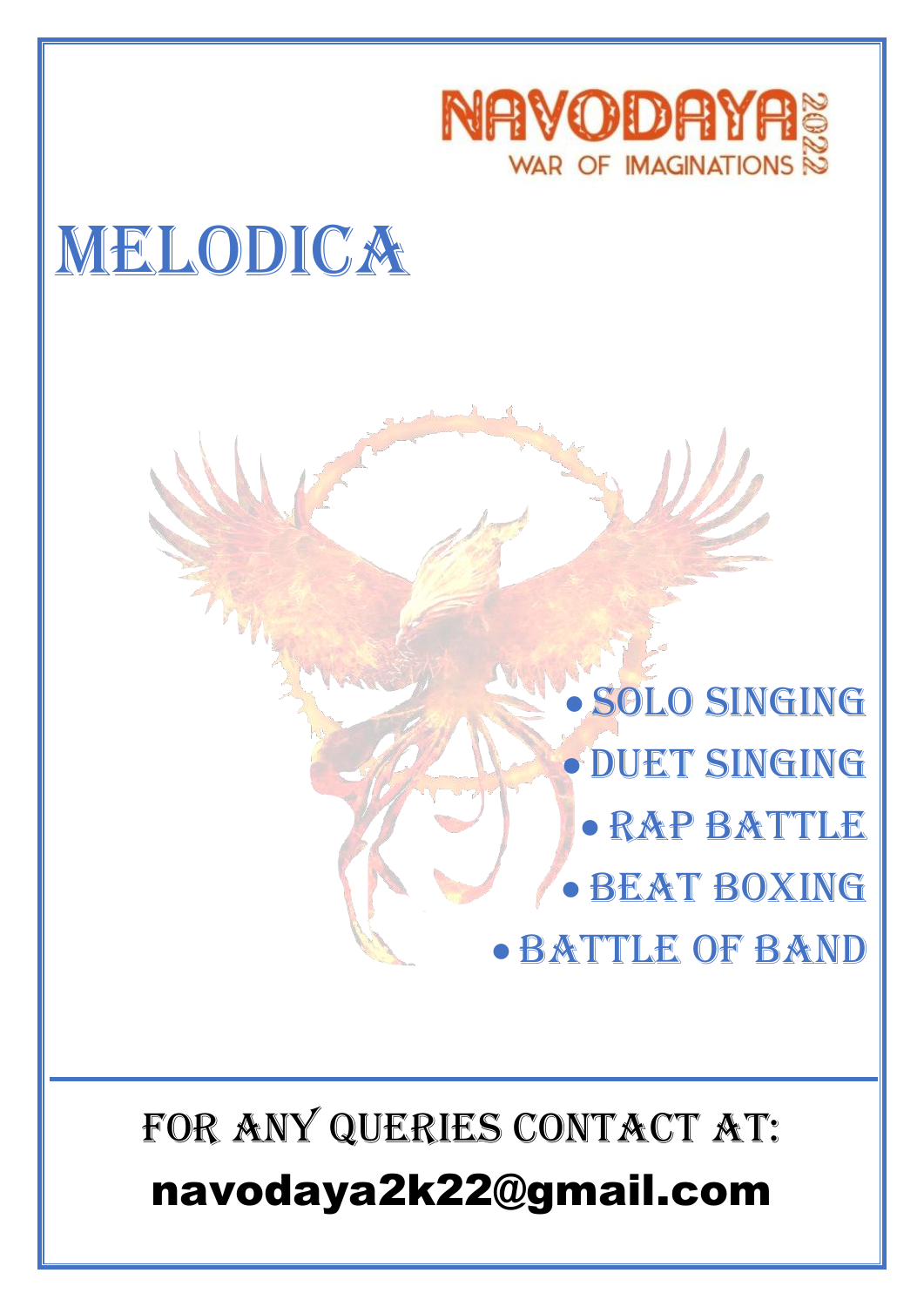NAVODAYA 2022
WAR OF IMAGINATIONS

# MELODICA

- SOLO SINGING
- DUET SINGING
- RAP BATTLE
- BEAT BOXING
- BATTLE OF BAND

---

FOR ANY QUERIES CONTACT AT:

**navodaya2k22@gmail.com**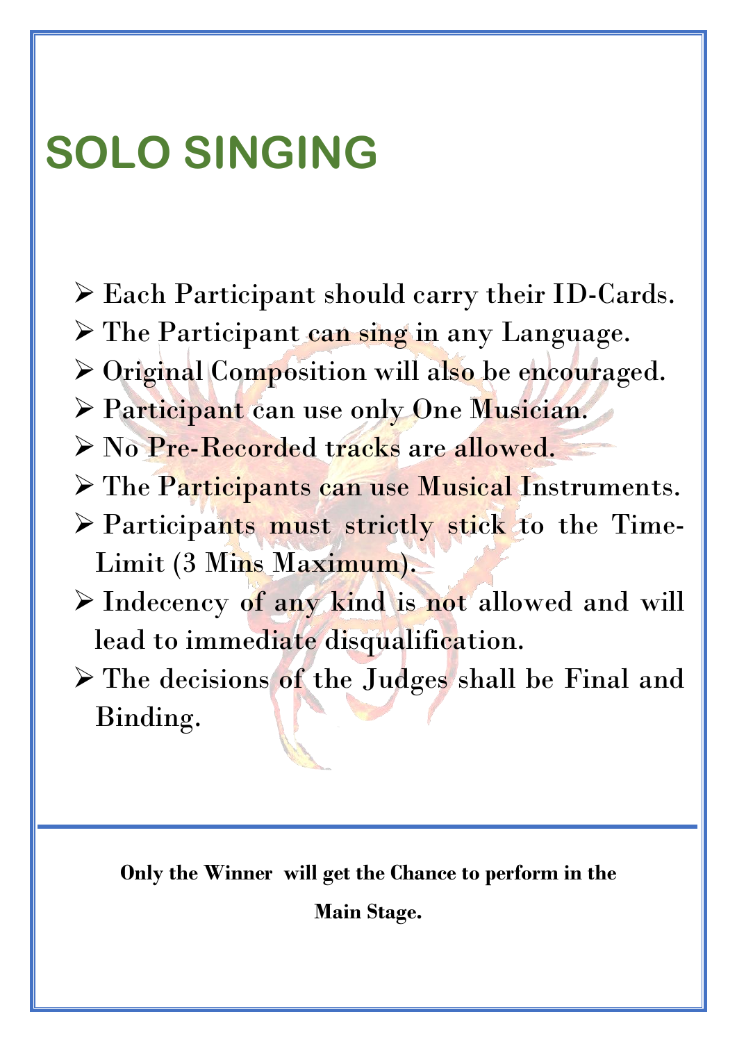# SOLO SINGING

- Each Participant should carry their ID-Cards.
- The Participant can sing in any Language.
- Original Composition will also be encouraged.
- Participant can use only One Musician.
- No Pre-Recorded tracks are allowed.
- The Participants can use Musical Instruments.
- Participants must strictly stick to the Time-Limit (3 Mins Maximum).
- Indecency of any kind is not allowed and will lead to immediate disqualification.
- The decisions of the Judges shall be Final and Binding.

---

**Only the Winner will get the Chance to perform in the Main Stage.**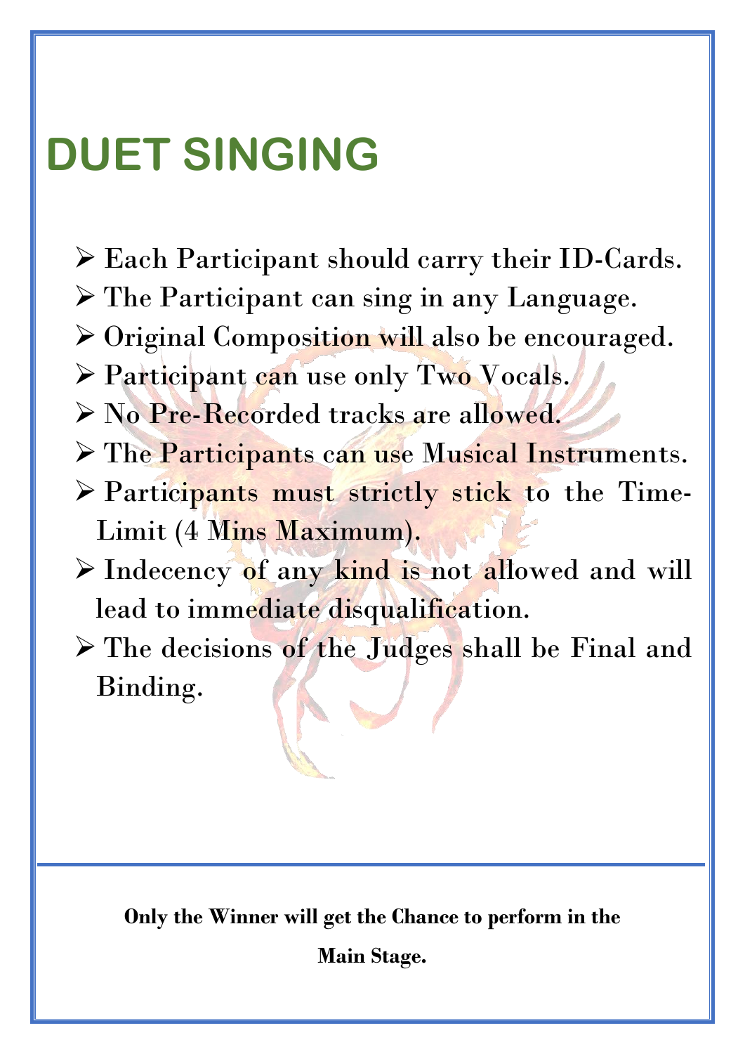# DUET SINGING

- Each Participant should carry their ID-Cards.
- The Participant can sing in any Language.
- Original Composition will also be encouraged.
- Participant can use only Two Vocals.
- No Pre-Recorded tracks are allowed.
- The Participants can use Musical Instruments.
- Participants must strictly stick to the Time-Limit (4 Mins Maximum).
- Indecency of any kind is not allowed and will lead to immediate disqualification.
- The decisions of the Judges shall be Final and Binding.

**Only the Winner will get the Chance to perform in the Main Stage.**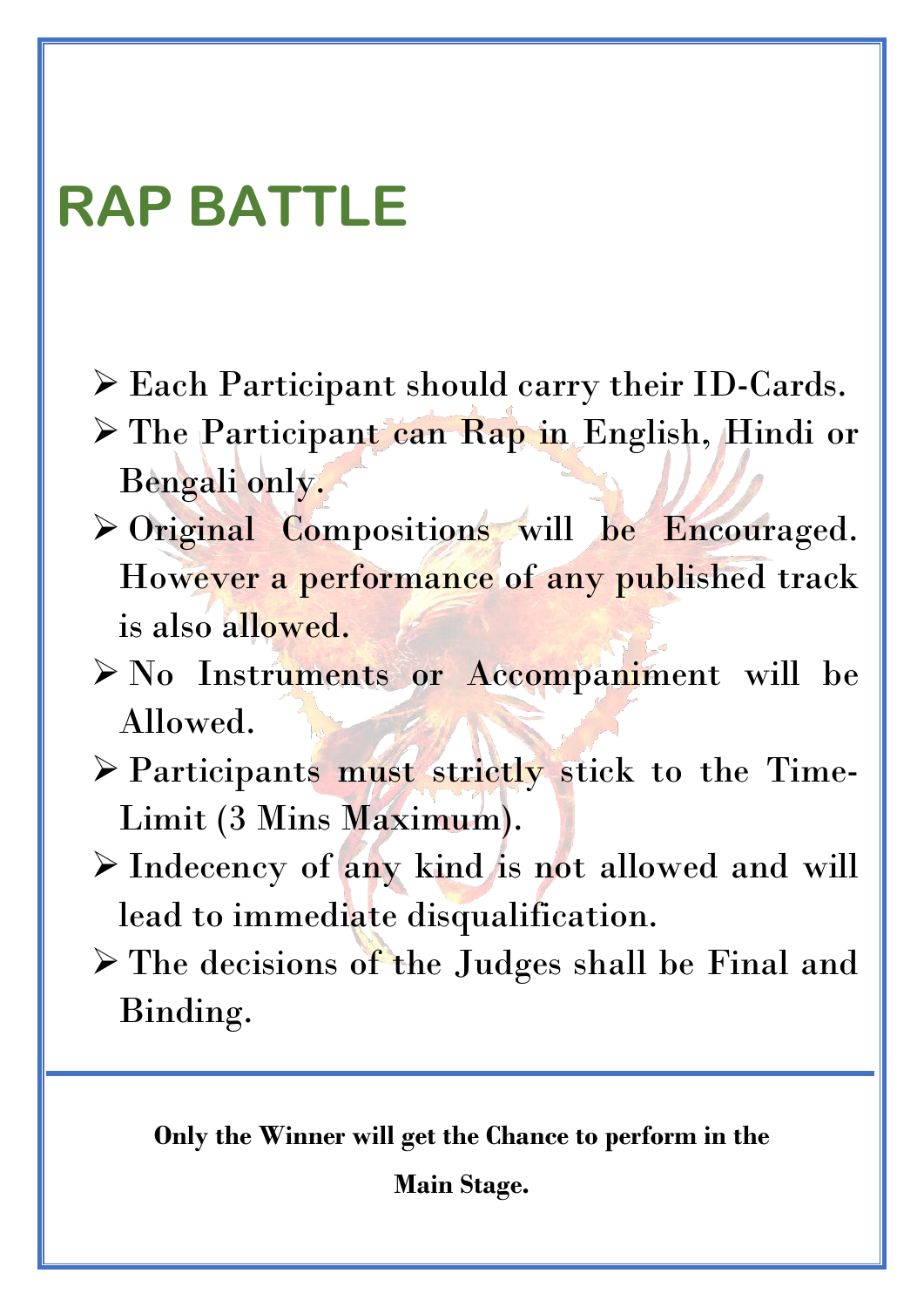# RAP BATTLE

- Each Participant should carry their ID-Cards.
- The Participant can Rap in English, Hindi or Bengali only.
- Original Compositions will be Encouraged. However a performance of any published track is also allowed.
- No Instruments or Accompaniment will be Allowed.
- Participants must strictly stick to the Time-Limit (3 Mins Maximum).
- Indecency of any kind is not allowed and will lead to immediate disqualification.
- The decisions of the Judges shall be Final and Binding.

---

**Only the Winner will get the Chance to perform in the Main Stage.**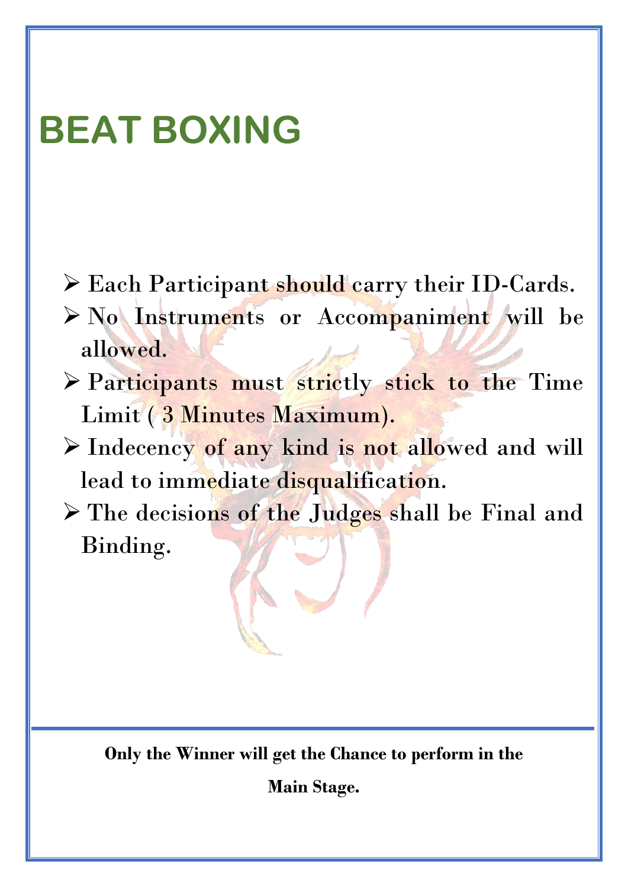# BEAT BOXING

- Each Participant should carry their ID-Cards.
- No Instruments or Accompaniment will be allowed.
- Participants must strictly stick to the Time Limit ( 3 Minutes Maximum).
- Indecency of any kind is not allowed and will lead to immediate disqualification.
- The decisions of the Judges shall be Final and Binding.

---

**Only the Winner will get the Chance to perform in the Main Stage.**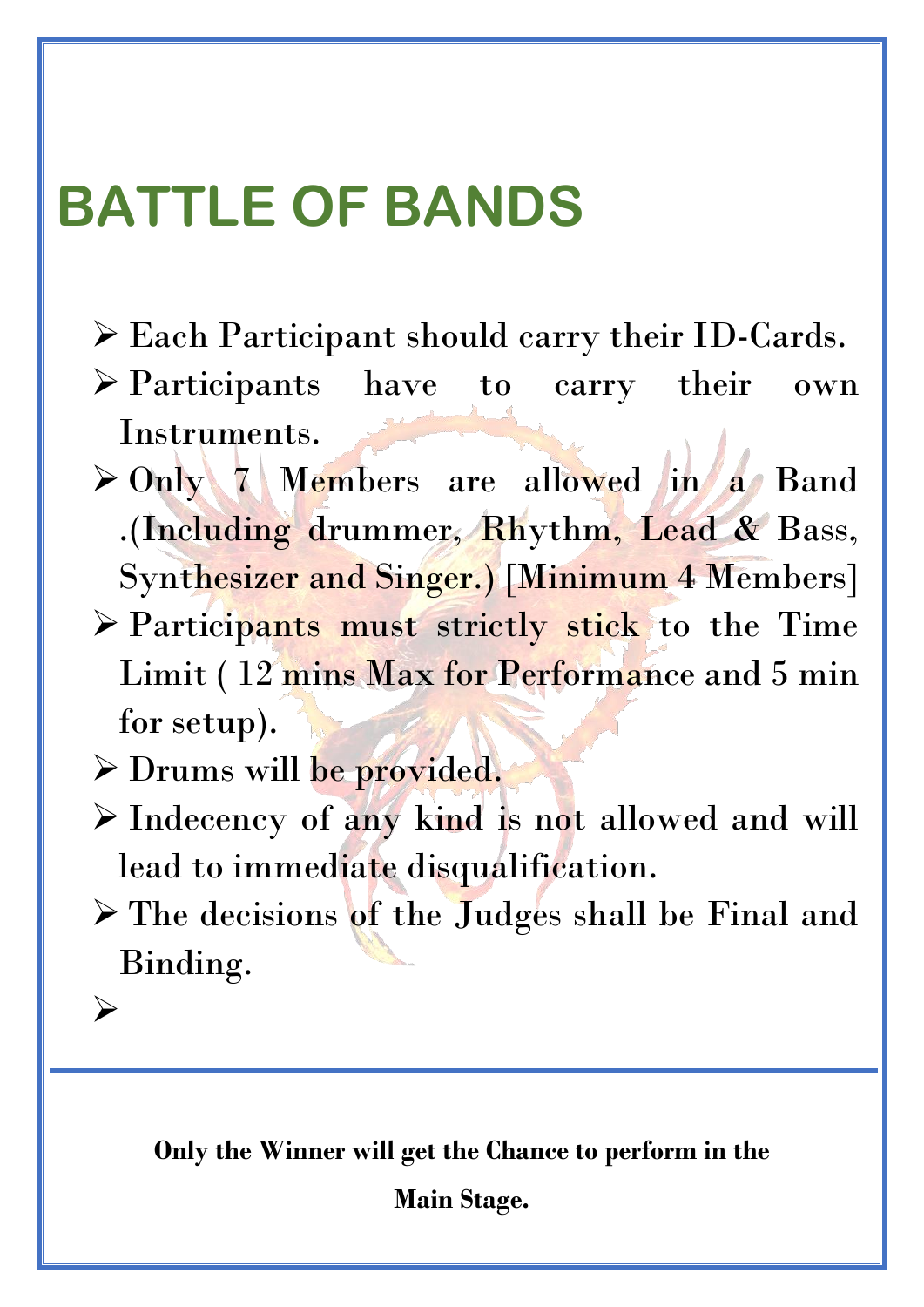# BATTLE OF BANDS

- Each Participant should carry their ID-Cards.
- Participants have to carry their own Instruments.
- Only 7 Members are allowed in a Band .(Including drummer, Rhythm, Lead & Bass, Synthesizer and Singer.) [Minimum 4 Members]
- Participants must strictly stick to the Time Limit ( 12 mins Max for Performance and 5 min for setup).
- Drums will be provided.
- Indecency of any kind is not allowed and will lead to immediate disqualification.
- The decisions of the Judges shall be Final and Binding.

---

**Only the Winner will get the Chance to perform in the Main Stage.**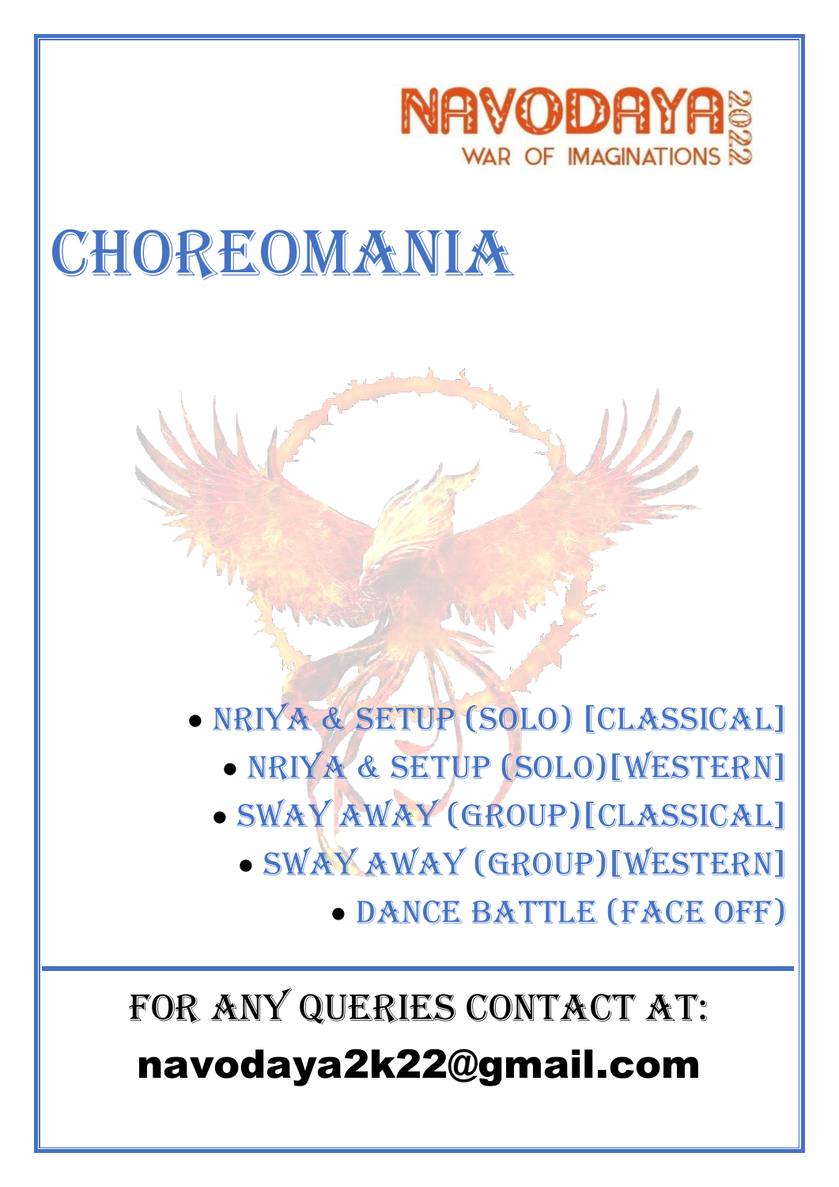NAVODAYA 2022
WAR OF IMAGINATIONS

# CHOREOMANIA

- NRIYA & SETUP (SOLO) [CLASSICAL]
- NRIYA & SETUP (SOLO)[WESTERN]
- SWAY AWAY (GROUP)[CLASSICAL]
- SWAY AWAY (GROUP)[WESTERN]
- DANCE BATTLE (FACE OFF)

---

FOR ANY QUERIES CONTACT AT:

**navodaya2k22@gmail.com**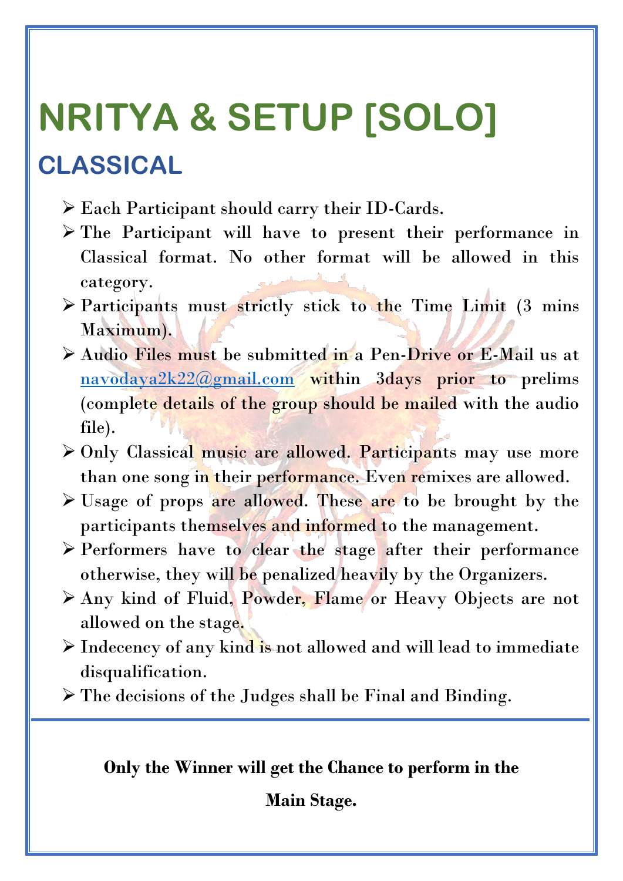# NRITYA & SETUP [SOLO]

## CLASSICAL

- Each Participant should carry their ID-Cards.
- The Participant will have to present their performance in Classical format. No other format will be allowed in this category.
- Participants must strictly stick to the Time Limit (3 mins Maximum).
- Audio Files must be submitted in a Pen-Drive or E-Mail us at navodaya2k22@gmail.com within 3days prior to prelims (complete details of the group should be mailed with the audio file).
- Only Classical music are allowed. Participants may use more than one song in their performance. Even remixes are allowed.
- Usage of props are allowed. These are to be brought by the participants themselves and informed to the management.
- Performers have to clear the stage after their performance otherwise, they will be penalized heavily by the Organizers.
- Any kind of Fluid, Powder, Flame or Heavy Objects are not allowed on the stage.
- Indecency of any kind is not allowed and will lead to immediate disqualification.
- The decisions of the Judges shall be Final and Binding.

---

**Only the Winner will get the Chance to perform in the Main Stage.**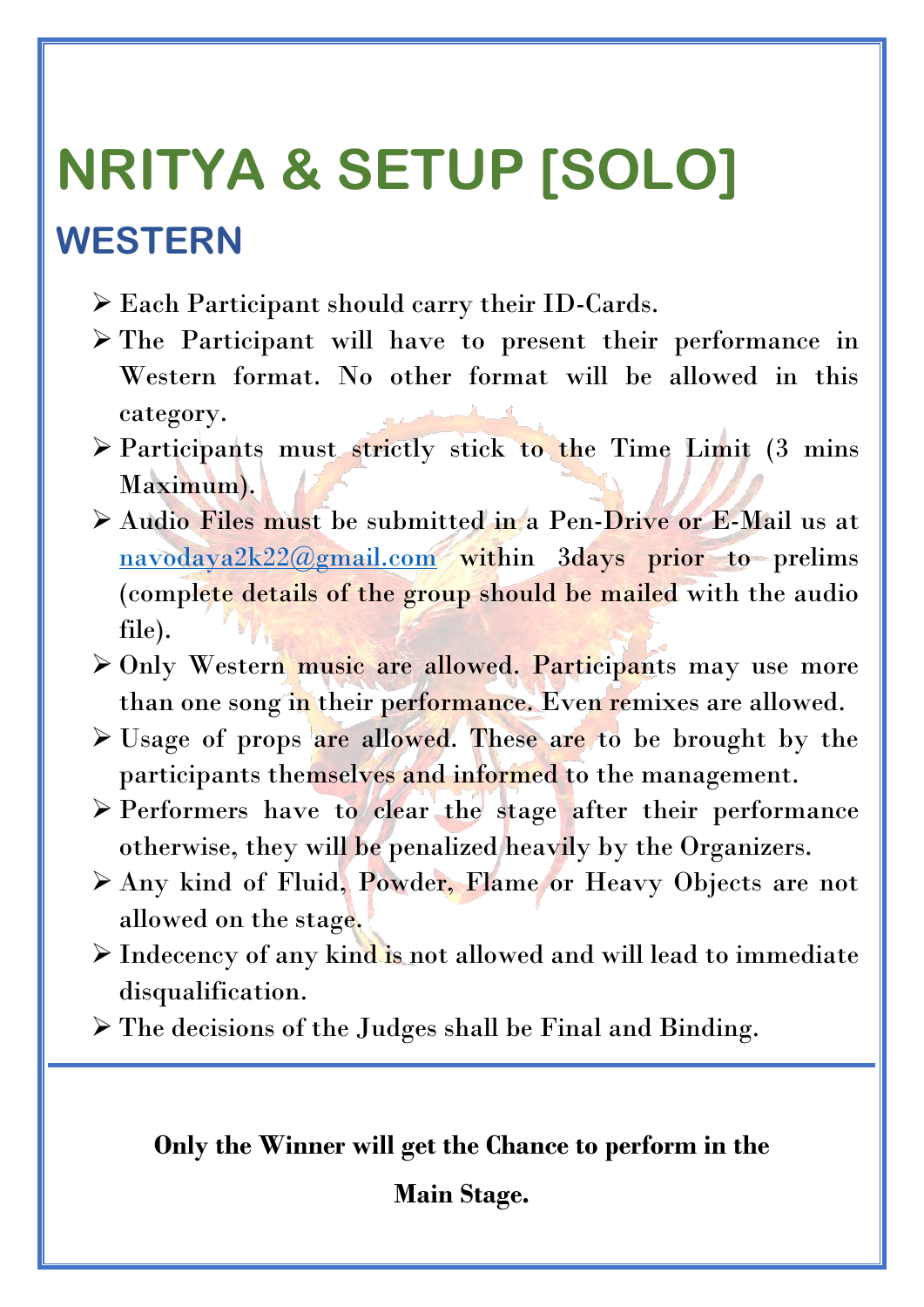# NRITYA & SETUP [SOLO]

## WESTERN

- Each Participant should carry their ID-Cards.
- The Participant will have to present their performance in Western format. No other format will be allowed in this category.
- Participants must strictly stick to the Time Limit (3 mins Maximum).
- Audio Files must be submitted in a Pen-Drive or E-Mail us at navodaya2k22@gmail.com within 3days prior to prelims (complete details of the group should be mailed with the audio file).
- Only Western music are allowed. Participants may use more than one song in their performance. Even remixes are allowed.
- Usage of props are allowed. These are to be brought by the participants themselves and informed to the management.
- Performers have to clear the stage after their performance otherwise, they will be penalized heavily by the Organizers.
- Any kind of Fluid, Powder, Flame or Heavy Objects are not allowed on the stage.
- Indecency of any kind is not allowed and will lead to immediate disqualification.
- The decisions of the Judges shall be Final and Binding.

**Only the Winner will get the Chance to perform in the Main Stage.**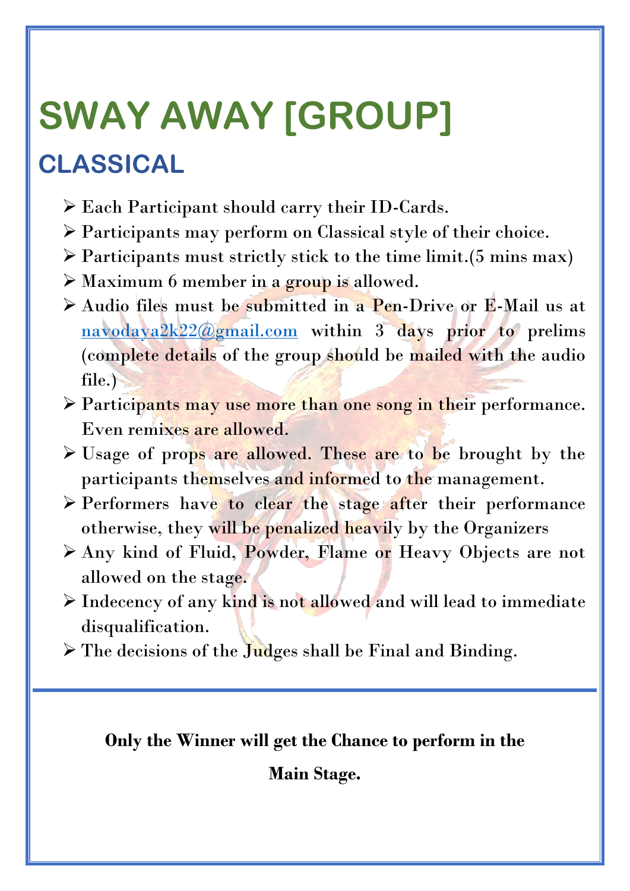# SWAY AWAY [GROUP]

## CLASSICAL

- Each Participant should carry their ID-Cards.
- Participants may perform on Classical style of their choice.
- Participants must strictly stick to the time limit.(5 mins max)
- Maximum 6 member in a group is allowed.
- Audio files must be submitted in a Pen-Drive or E-Mail us at navodaya2k22@gmail.com within 3 days prior to prelims (complete details of the group should be mailed with the audio file.)
- Participants may use more than one song in their performance. Even remixes are allowed.
- Usage of props are allowed. These are to be brought by the participants themselves and informed to the management.
- Performers have to clear the stage after their performance otherwise, they will be penalized heavily by the Organizers
- Any kind of Fluid, Powder, Flame or Heavy Objects are not allowed on the stage.
- Indecency of any kind is not allowed and will lead to immediate disqualification.
- The decisions of the Judges shall be Final and Binding.

---

**Only the Winner will get the Chance to perform in the Main Stage.**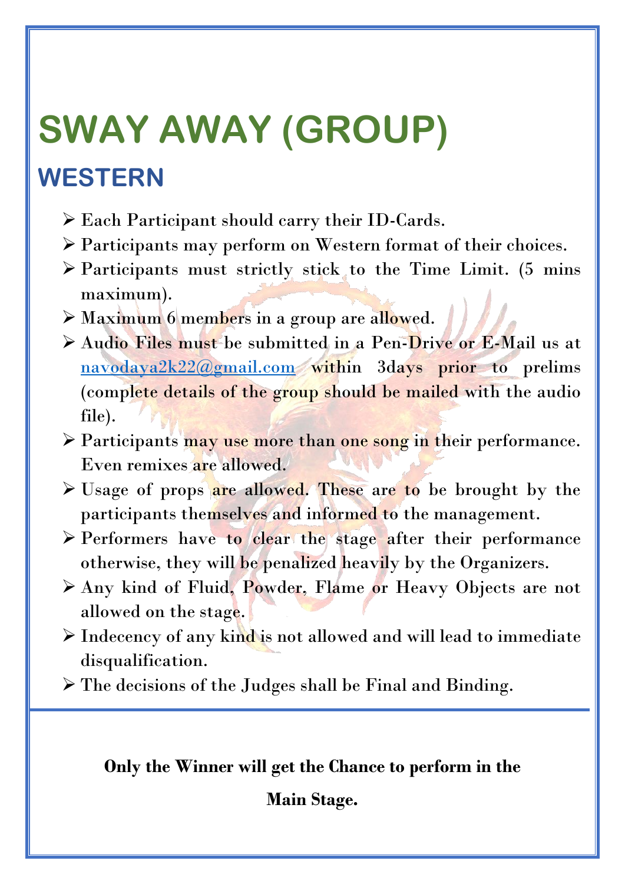# SWAY AWAY (GROUP)

## WESTERN

- Each Participant should carry their ID-Cards.
- Participants may perform on Western format of their choices.
- Participants must strictly stick to the Time Limit. (5 mins maximum).
- Maximum 6 members in a group are allowed.
- Audio Files must be submitted in a Pen-Drive or E-Mail us at navodaya2k22@gmail.com within 3days prior to prelims (complete details of the group should be mailed with the audio file).
- Participants may use more than one song in their performance. Even remixes are allowed.
- Usage of props are allowed. These are to be brought by the participants themselves and informed to the management.
- Performers have to clear the stage after their performance otherwise, they will be penalized heavily by the Organizers.
- Any kind of Fluid, Powder, Flame or Heavy Objects are not allowed on the stage.
- Indecency of any kind is not allowed and will lead to immediate disqualification.
- The decisions of the Judges shall be Final and Binding.

**Only the Winner will get the Chance to perform in the Main Stage.**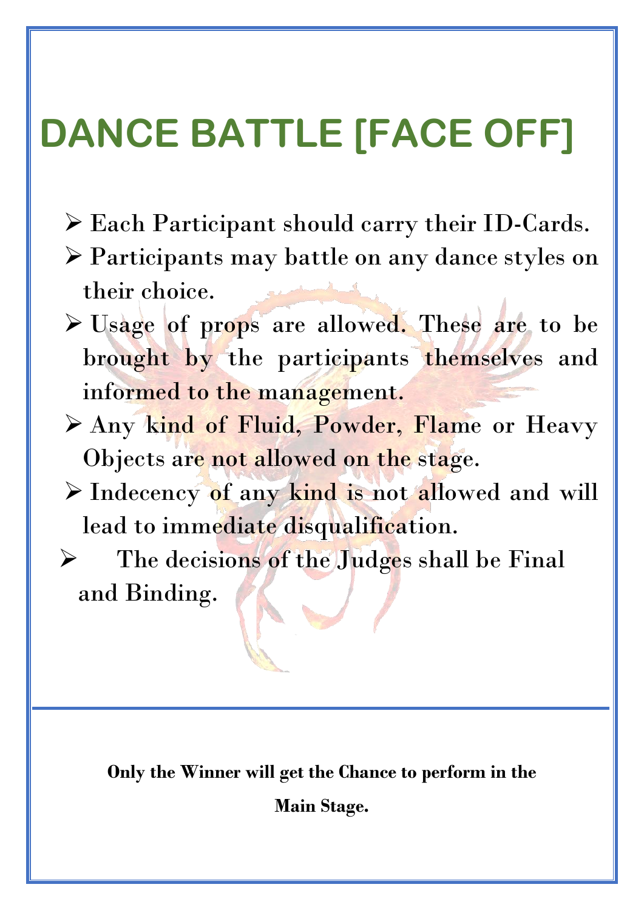# DANCE BATTLE [FACE OFF]

- Each Participant should carry their ID-Cards.
- Participants may battle on any dance styles on their choice.
- Usage of props are allowed. These are to be brought by the participants themselves and informed to the management.
- Any kind of Fluid, Powder, Flame or Heavy Objects are not allowed on the stage.
- Indecency of any kind is not allowed and will lead to immediate disqualification.
- The decisions of the Judges shall be Final and Binding.

---

**Only the Winner will get the Chance to perform in the Main Stage.**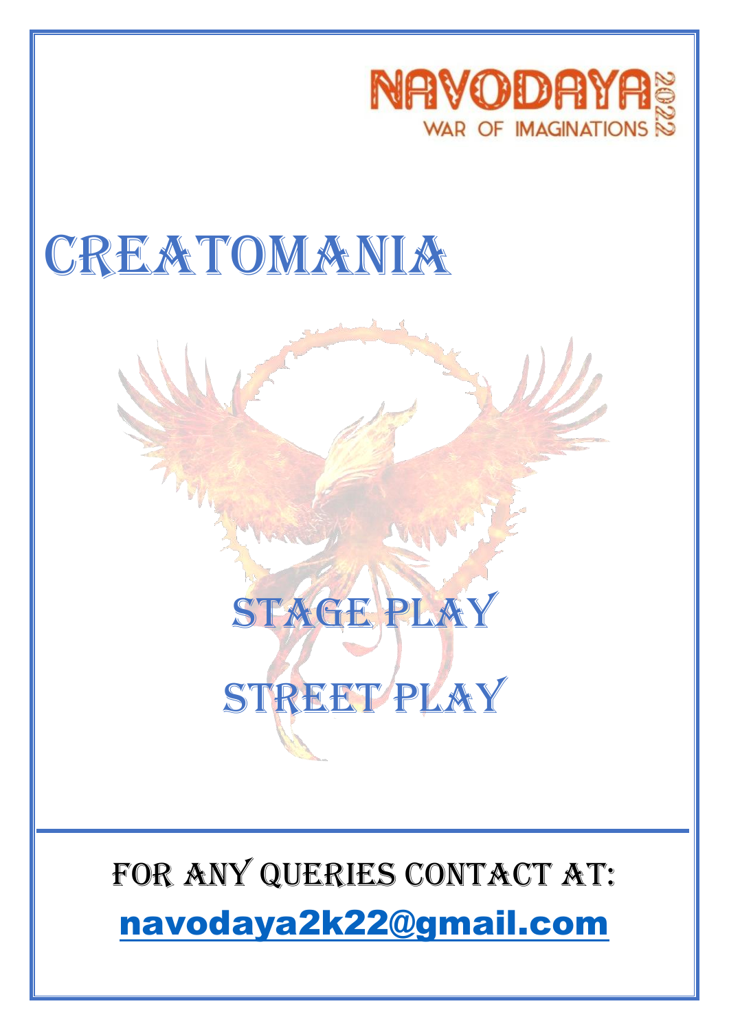NAVODAYA 2022

WAR OF IMAGINATIONS

# CREATOMANIA

## STAGE PLAY

## STREET PLAY

FOR ANY QUERIES CONTACT AT:

navodaya2k22@gmail.com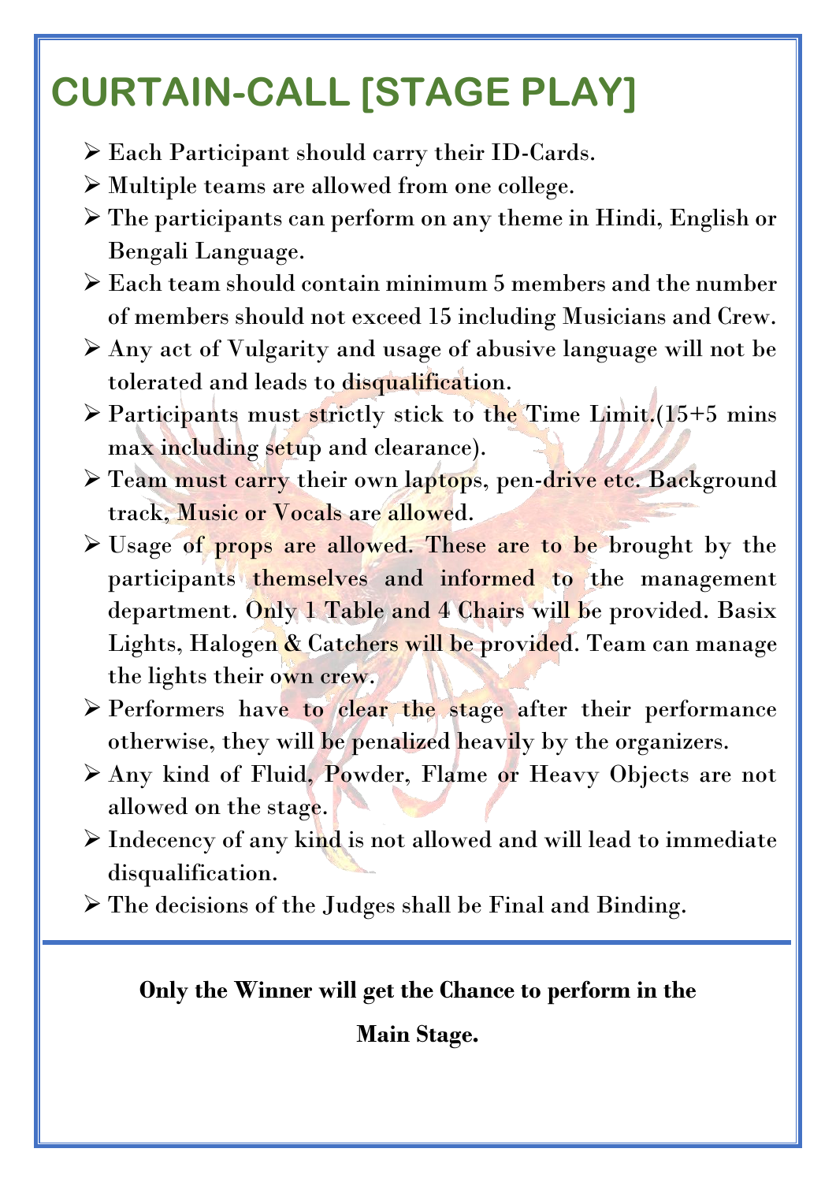# CURTAIN-CALL [STAGE PLAY]

- Each Participant should carry their ID-Cards.
- Multiple teams are allowed from one college.
- The participants can perform on any theme in Hindi, English or Bengali Language.
- Each team should contain minimum 5 members and the number of members should not exceed 15 including Musicians and Crew.
- Any act of Vulgarity and usage of abusive language will not be tolerated and leads to disqualification.
- Participants must strictly stick to the Time Limit.(15+5 mins max including setup and clearance).
- Team must carry their own laptops, pen-drive etc. Background track, Music or Vocals are allowed.
- Usage of props are allowed. These are to be brought by the participants themselves and informed to the management department. Only 1 Table and 4 Chairs will be provided. Basix Lights, Halogen & Catchers will be provided. Team can manage the lights their own crew.
- Performers have to clear the stage after their performance otherwise, they will be penalized heavily by the organizers.
- Any kind of Fluid, Powder, Flame or Heavy Objects are not allowed on the stage.
- Indecency of any kind is not allowed and will lead to immediate disqualification.
- The decisions of the Judges shall be Final and Binding.

---

**Only the Winner will get the Chance to perform in the Main Stage.**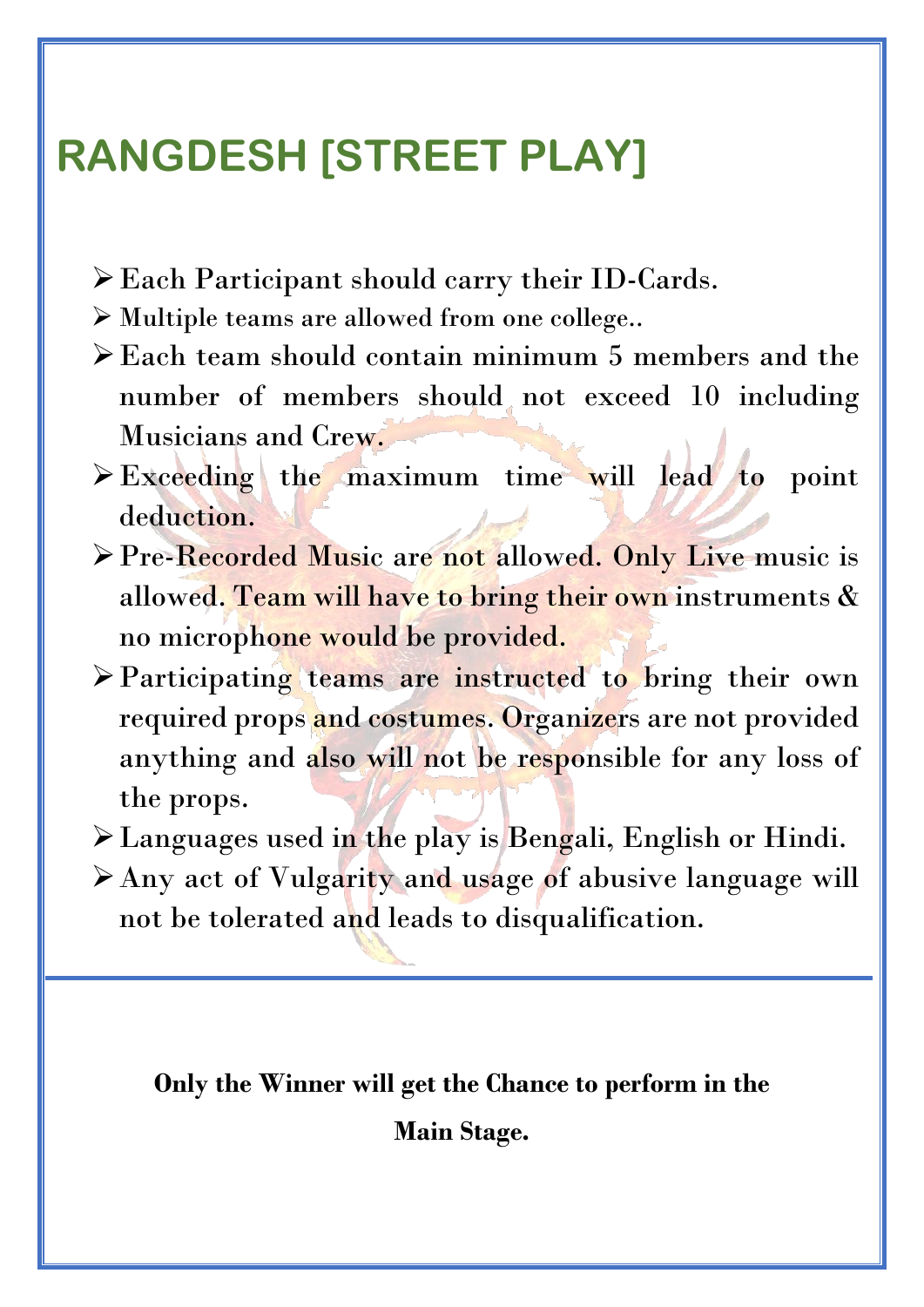# RANGDESH [STREET PLAY]

- Each Participant should carry their ID-Cards.
- Multiple teams are allowed from one college..
- Each team should contain minimum 5 members and the number of members should not exceed 10 including Musicians and Crew.
- Exceeding the maximum time will lead to point deduction.
- Pre-Recorded Music are not allowed. Only Live music is allowed. Team will have to bring their own instruments & no microphone would be provided.
- Participating teams are instructed to bring their own required props and costumes. Organizers are not provided anything and also will not be responsible for any loss of the props.
- Languages used in the play is Bengali, English or Hindi.
- Any act of Vulgarity and usage of abusive language will not be tolerated and leads to disqualification.

---

**Only the Winner will get the Chance to perform in the Main Stage.**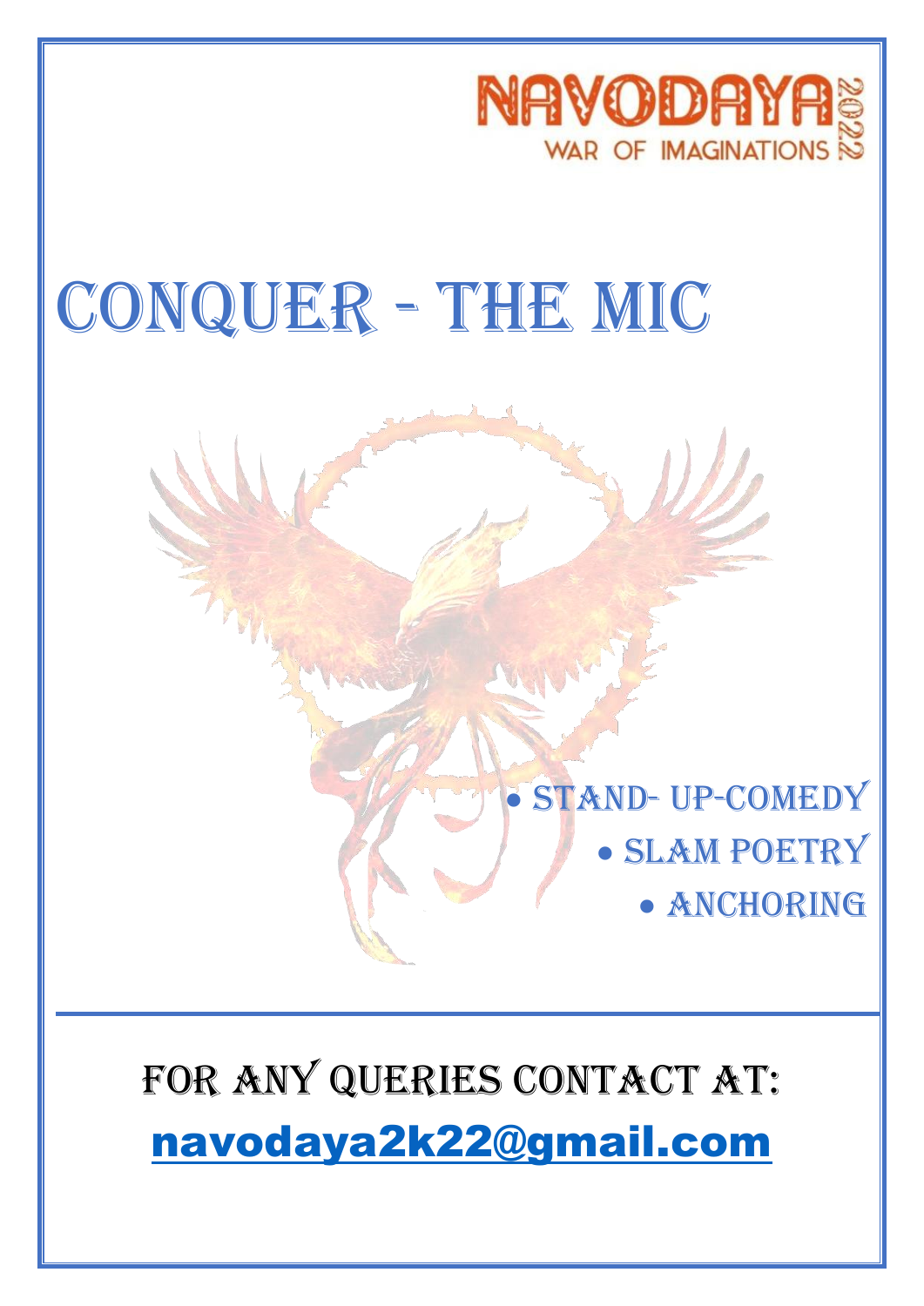NAVODAYA 2022
WAR OF IMAGINATIONS

# CONQUER - THE MIC

- STAND- UP-COMEDY
- SLAM POETRY
- ANCHORING

---

FOR ANY QUERIES CONTACT AT:

navodaya2k22@gmail.com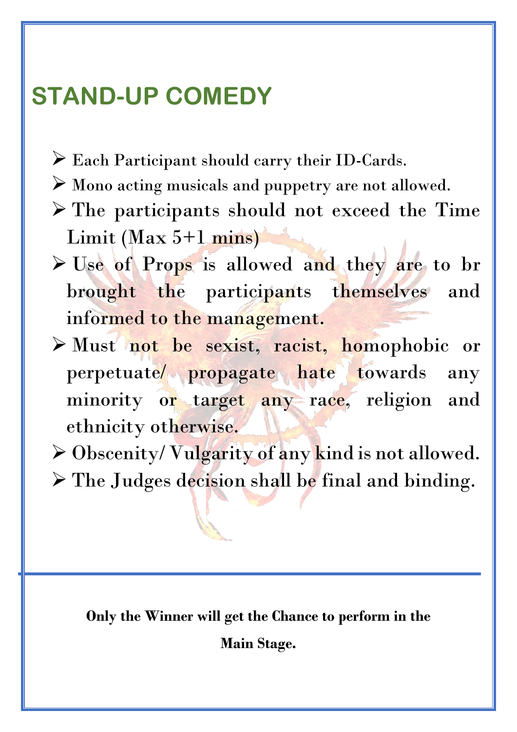# STAND-UP COMEDY

- Each Participant should carry their ID-Cards.
- Mono acting musicals and puppetry are not allowed.
- The participants should not exceed the Time Limit (Max 5+1 mins)
- Use of Props is allowed and they are to br brought the participants themselves and informed to the management.
- Must not be sexist, racist, homophobic or perpetuate/ propagate hate towards any minority or target any race, religion and ethnicity otherwise.
- Obscenity/ Vulgarity of any kind is not allowed.
- The Judges decision shall be final and binding.

**Only the Winner will get the Chance to perform in the Main Stage.**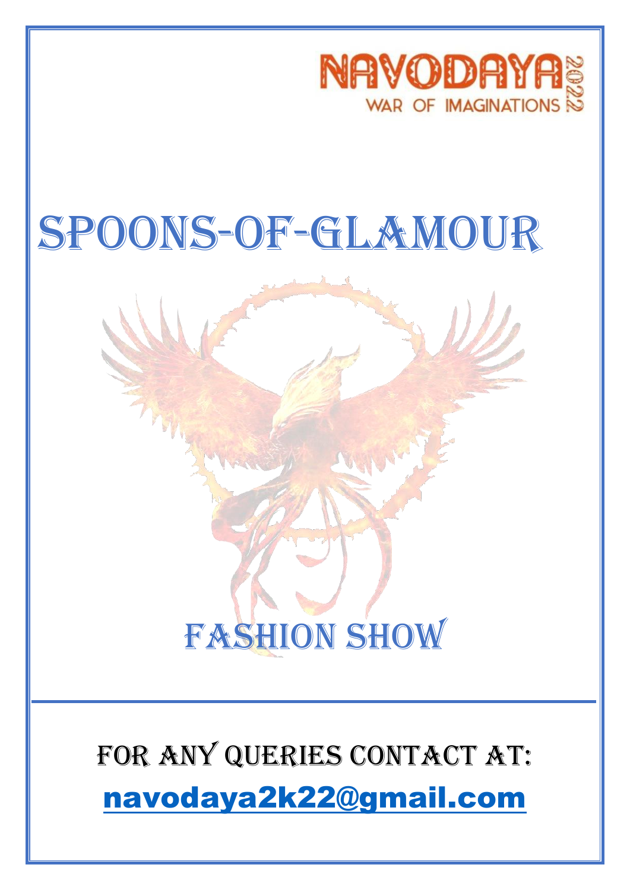NAVODAYA 2022
WAR OF IMAGINATIONS

# SPOONS-OF-GLAMOUR

## FASHION SHOW

FOR ANY QUERIES CONTACT AT:

navodaya2k22@gmail.com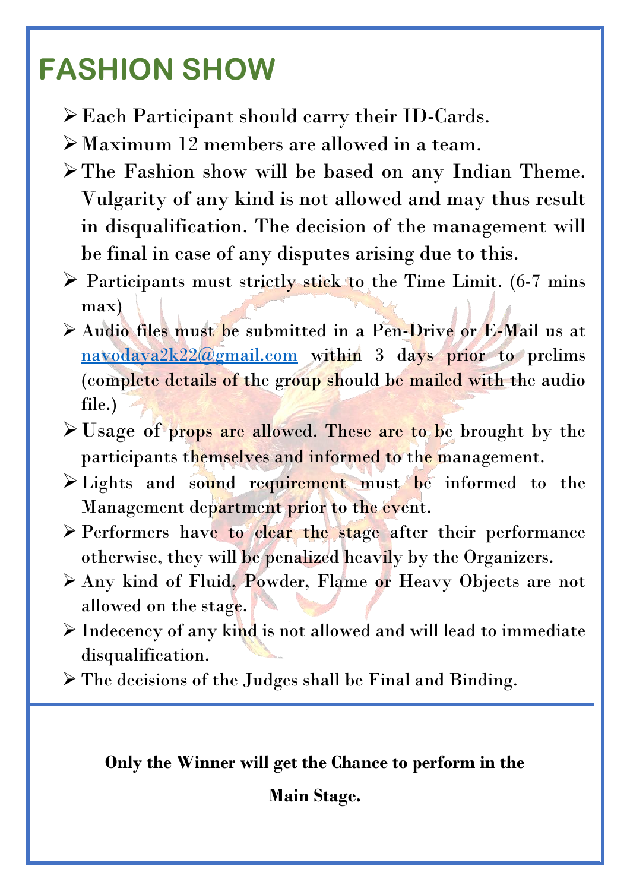# FASHION SHOW

- Each Participant should carry their ID-Cards.
- Maximum 12 members are allowed in a team.
- The Fashion show will be based on any Indian Theme. Vulgarity of any kind is not allowed and may thus result in disqualification. The decision of the management will be final in case of any disputes arising due to this.
- Participants must strictly stick to the Time Limit. (6-7 mins max)
- Audio files must be submitted in a Pen-Drive or E-Mail us at navodaya2k22@gmail.com within 3 days prior to prelims (complete details of the group should be mailed with the audio file.)
- Usage of props are allowed. These are to be brought by the participants themselves and informed to the management.
- Lights and sound requirement must be informed to the Management department prior to the event.
- Performers have to clear the stage after their performance otherwise, they will be penalized heavily by the Organizers.
- Any kind of Fluid, Powder, Flame or Heavy Objects are not allowed on the stage.
- Indecency of any kind is not allowed and will lead to immediate disqualification.
- The decisions of the Judges shall be Final and Binding.

**Only the Winner will get the Chance to perform in the Main Stage.**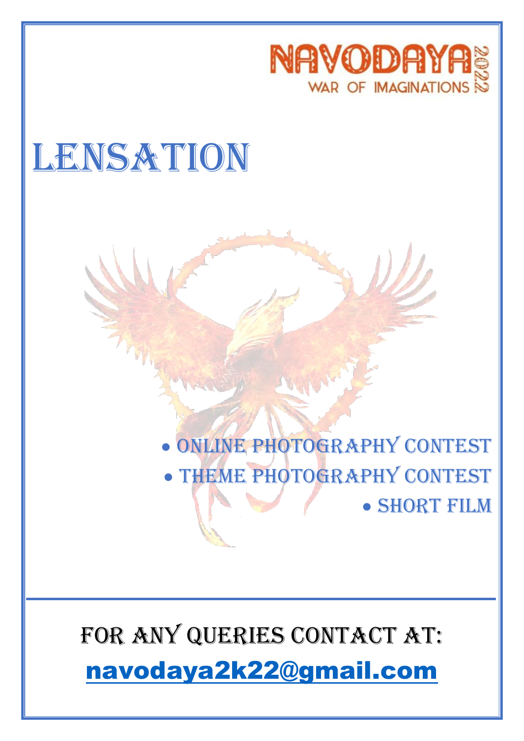NAVODAYA 2022
WAR OF IMAGINATIONS

# LENSATION

- ONLINE PHOTOGRAPHY CONTEST
- THEME PHOTOGRAPHY CONTEST
- SHORT FILM

---

## FOR ANY QUERIES CONTACT AT:

navodaya2k22@gmail.com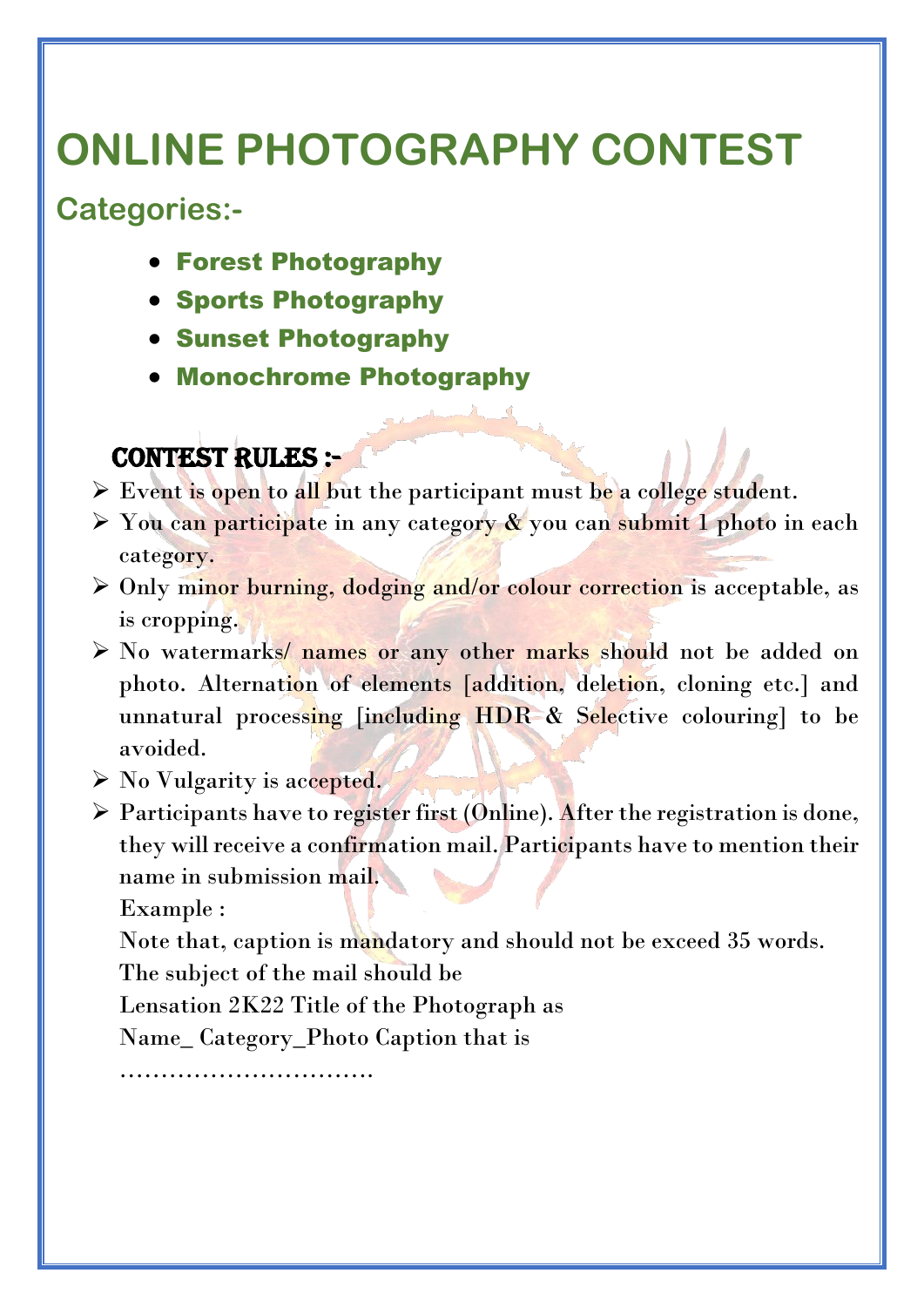# ONLINE PHOTOGRAPHY CONTEST

## Categories:-

- **Forest Photography**
- **Sports Photography**
- **Sunset Photography**
- **Monochrome Photography**

### CONTEST RULES :-

- Event is open to all but the participant must be a college student.
- You can participate in any category & you can submit 1 photo in each category.
- Only minor burning, dodging and/or colour correction is acceptable, as is cropping.
- No watermarks/ names or any other marks should not be added on photo. Alternation of elements [addition, deletion, cloning etc.] and unnatural processing [including HDR & Selective colouring] to be avoided.
- No Vulgarity is accepted.
- Participants have to register first (Online). After the registration is done, they will receive a confirmation mail. Participants have to mention their name in submission mail.

  Example :

  Note that, caption is mandatory and should not be exceed 35 words.

  The subject of the mail should be

  Lensation 2K22 Title of the Photograph as

  Name_ Category_Photo Caption that is

  ……………………………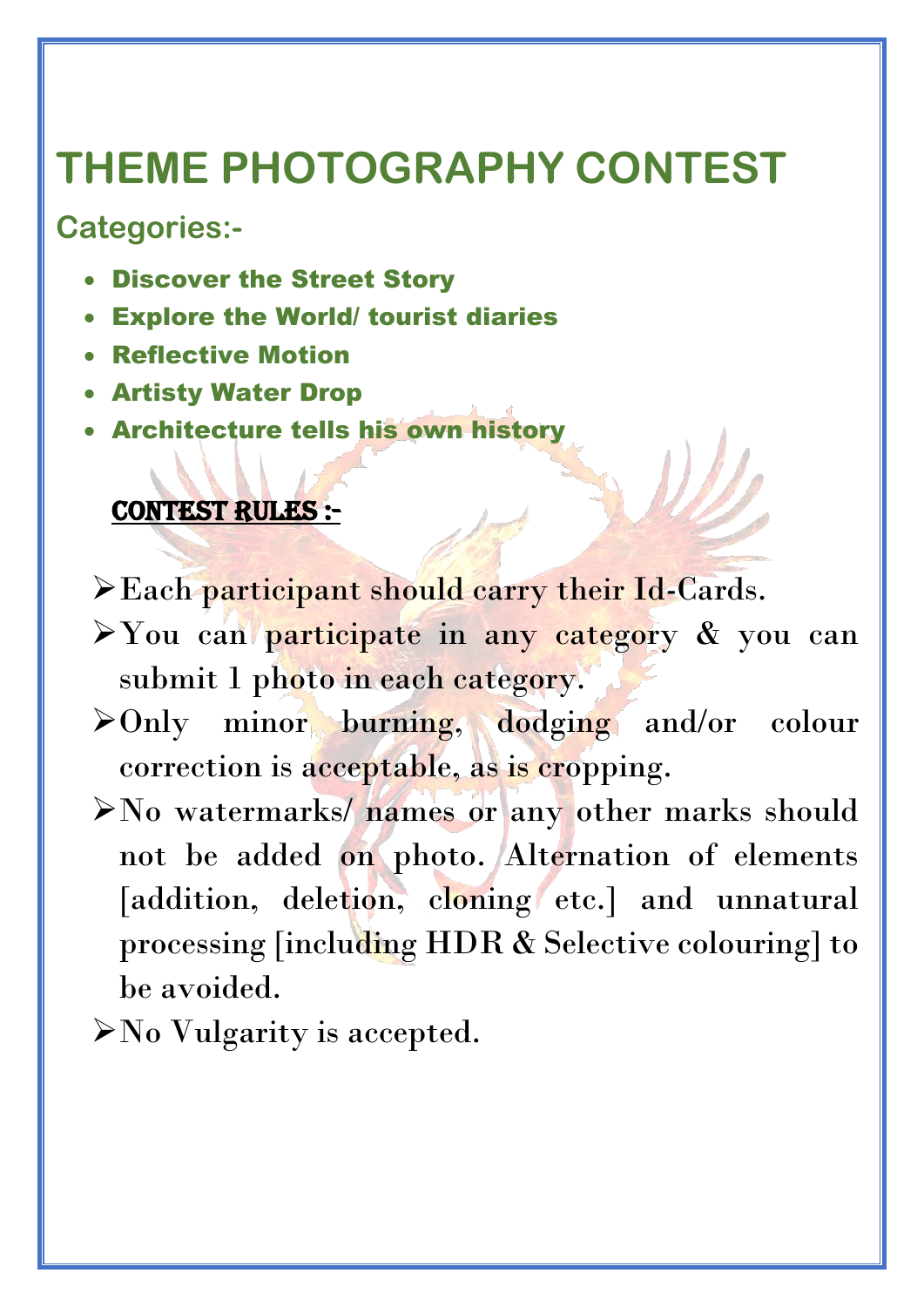# THEME PHOTOGRAPHY CONTEST

## Categories:-

- **Discover the Street Story**
- **Explore the World/ tourist diaries**
- **Reflective Motion**
- **Artisty Water Drop**
- **Architecture tells his own history**

### CONTEST RULES :-

- Each participant should carry their Id-Cards.
- You can participate in any category & you can submit 1 photo in each category.
- Only minor burning, dodging and/or colour correction is acceptable, as is cropping.
- No watermarks/ names or any other marks should not be added on photo. Alternation of elements [addition, deletion, cloning etc.] and unnatural processing [including HDR & Selective colouring] to be avoided.
- No Vulgarity is accepted.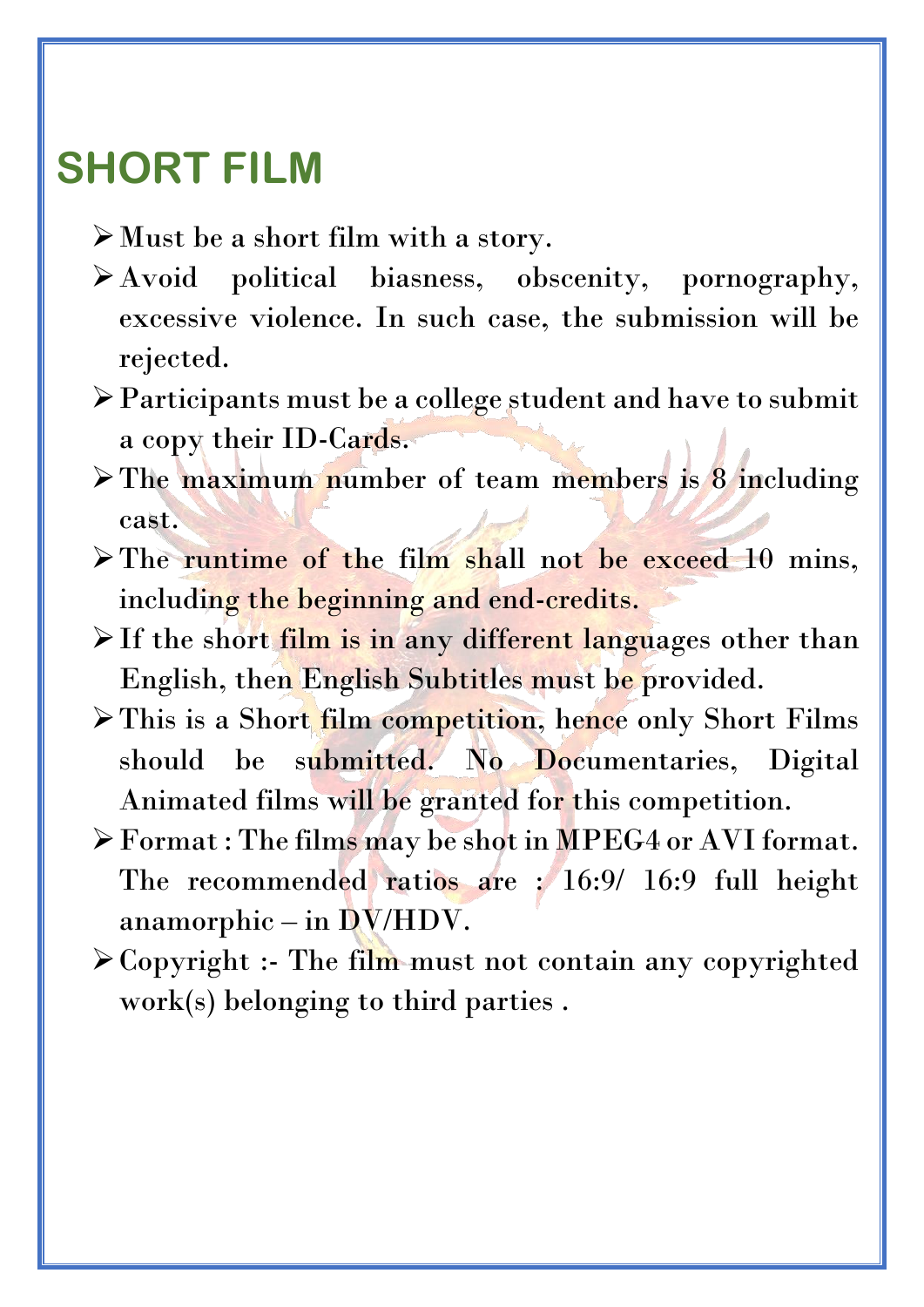# SHORT FILM

- Must be a short film with a story.
- Avoid political biasness, obscenity, pornography, excessive violence. In such case, the submission will be rejected.
- Participants must be a college student and have to submit a copy their ID-Cards.
- The maximum number of team members is 8 including cast.
- The runtime of the film shall not be exceed 10 mins, including the beginning and end-credits.
- If the short film is in any different languages other than English, then English Subtitles must be provided.
- This is a Short film competition, hence only Short Films should be submitted. No Documentaries, Digital Animated films will be granted for this competition.
- Format : The films may be shot in MPEG4 or AVI format. The recommended ratios are : 16:9/ 16:9 full height anamorphic – in DV/HDV.
- Copyright :- The film must not contain any copyrighted work(s) belonging to third parties .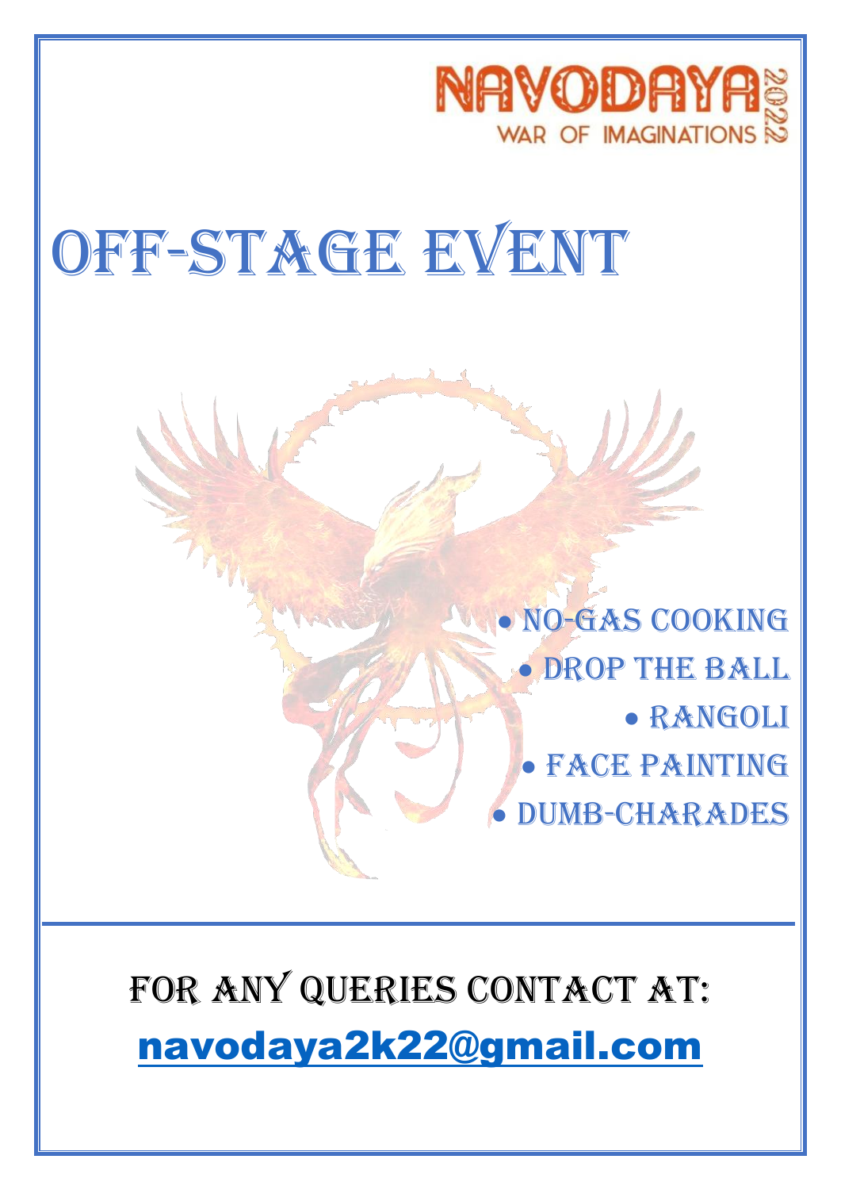NAVODAYA 2022
WAR OF IMAGINATIONS

# OFF-STAGE EVENT

- NO-GAS COOKING
- DROP THE BALL
- RANGOLI
- FACE PAINTING
- DUMB-CHARADES

## FOR ANY QUERIES CONTACT AT:

navodaya2k22@gmail.com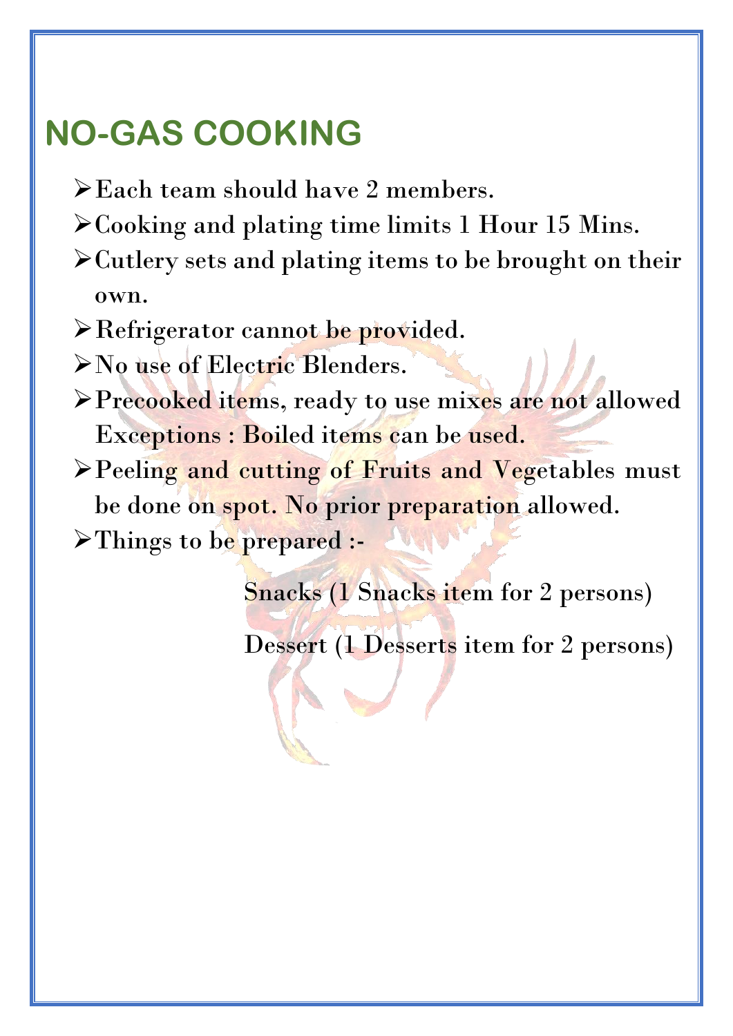## NO-GAS COOKING

- Each team should have 2 members.
- Cooking and plating time limits 1 Hour 15 Mins.
- Cutlery sets and plating items to be brought on their own.
- Refrigerator cannot be provided.
- No use of Electric Blenders.
- Precooked items, ready to use mixes are not allowed Exceptions : Boiled items can be used.
- Peeling and cutting of Fruits and Vegetables must be done on spot. No prior preparation allowed.
- Things to be prepared :-

  Snacks (1 Snacks item for 2 persons)

  Dessert (1 Desserts item for 2 persons)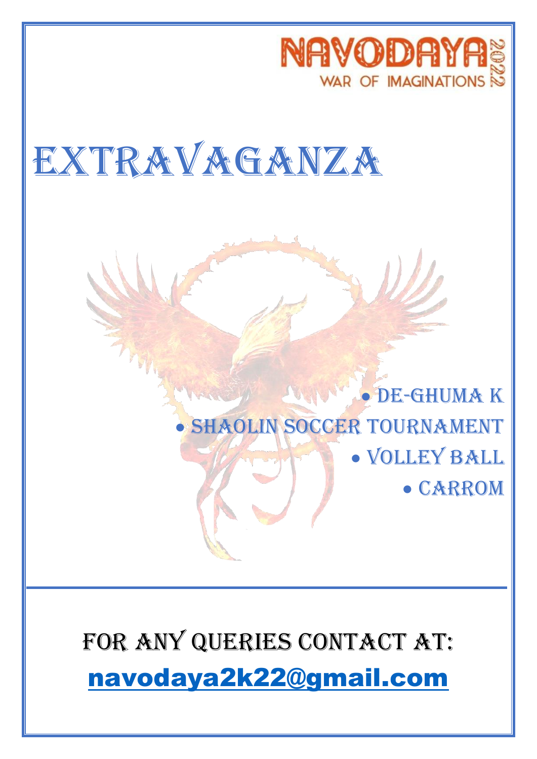NAVODAYA 2022
WAR OF IMAGINATIONS

# EXTRAVAGANZA

- DE-GHUMA K
- SHAOLIN SOCCER TOURNAMENT
- VOLLEY BALL
- CARROM

---

FOR ANY QUERIES CONTACT AT:

navodaya2k22@gmail.com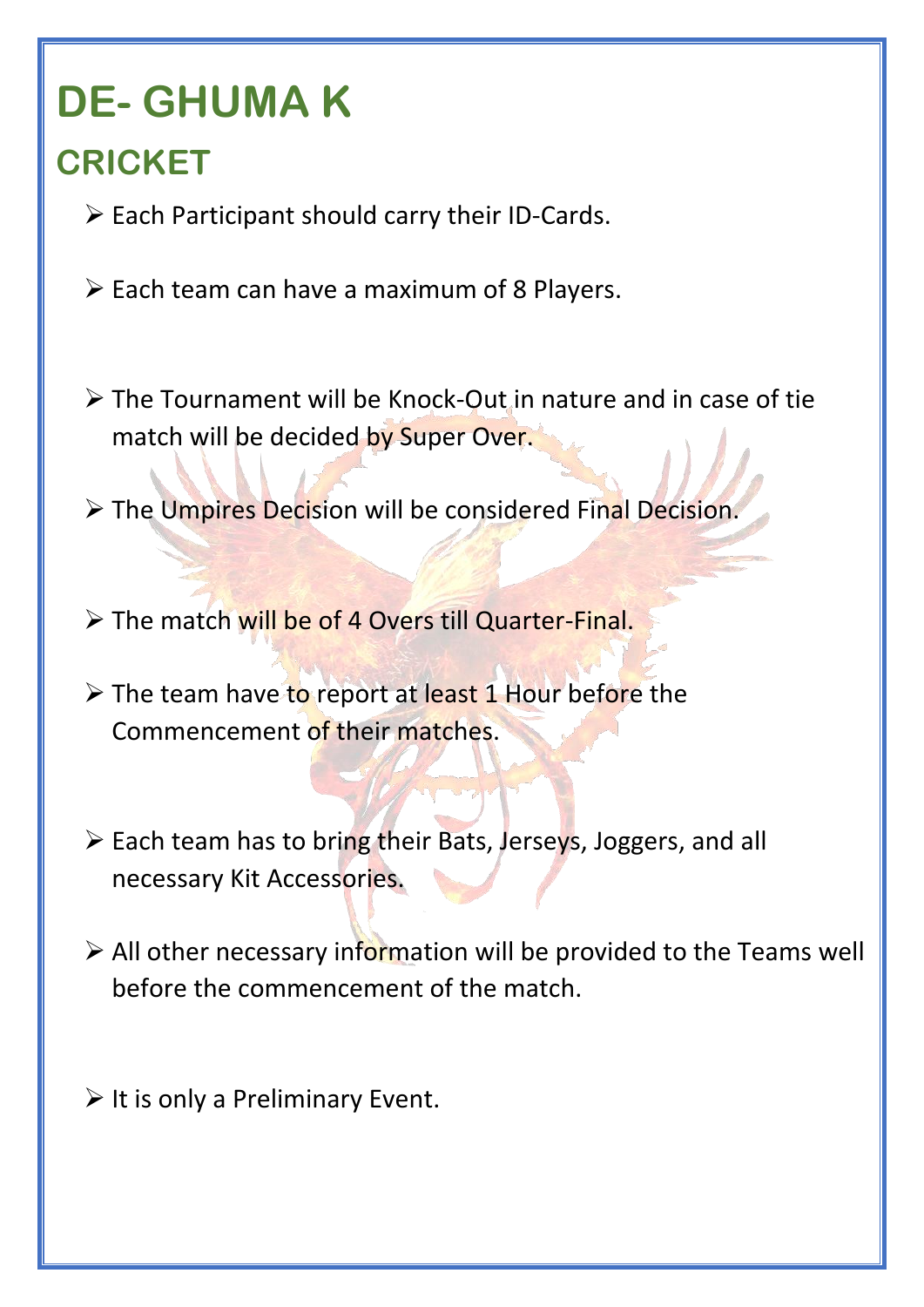# DE- GHUMA K

## CRICKET

- Each Participant should carry their ID-Cards.
- Each team can have a maximum of 8 Players.
- The Tournament will be Knock-Out in nature and in case of tie match will be decided by Super Over.
- The Umpires Decision will be considered Final Decision.
- The match will be of 4 Overs till Quarter-Final.
- The team have to report at least 1 Hour before the Commencement of their matches.
- Each team has to bring their Bats, Jerseys, Joggers, and all necessary Kit Accessories.
- All other necessary information will be provided to the Teams well before the commencement of the match.
- It is only a Preliminary Event.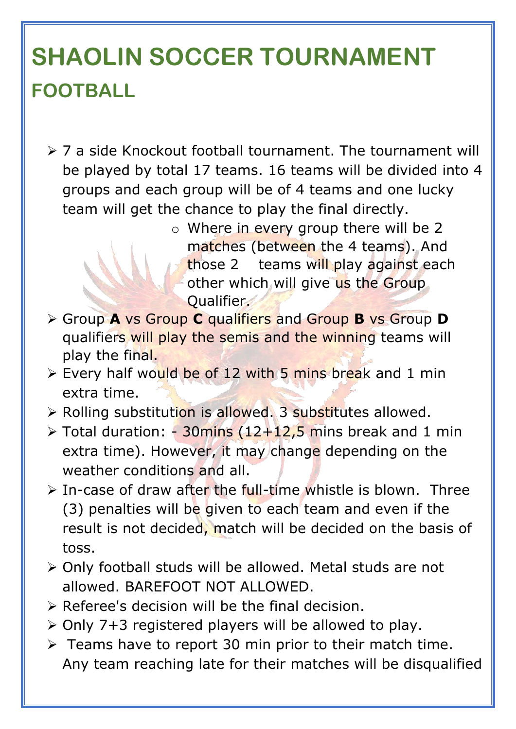# SHAOLIN SOCCER TOURNAMENT

## FOOTBALL

- 7 a side Knockout football tournament. The tournament will be played by total 17 teams. 16 teams will be divided into 4 groups and each group will be of 4 teams and one lucky team will get the chance to play the final directly.
  - Where in every group there will be 2 matches (between the 4 teams). And those 2 teams will play against each other which will give us the Group Qualifier.
- Group **A** vs Group **C** qualifiers and Group **B** vs Group **D** qualifiers will play the semis and the winning teams will play the final.
- Every half would be of 12 with 5 mins break and 1 min extra time.
- Rolling substitution is allowed. 3 substitutes allowed.
- Total duration: - 30mins (12+12,5 mins break and 1 min extra time). However, it may change depending on the weather conditions and all.
- In-case of draw after the full-time whistle is blown. Three (3) penalties will be given to each team and even if the result is not decided, match will be decided on the basis of toss.
- Only football studs will be allowed. Metal studs are not allowed. BAREFOOT NOT ALLOWED.
- Referee's decision will be the final decision.
- Only 7+3 registered players will be allowed to play.
- Teams have to report 30 min prior to their match time. Any team reaching late for their matches will be disqualified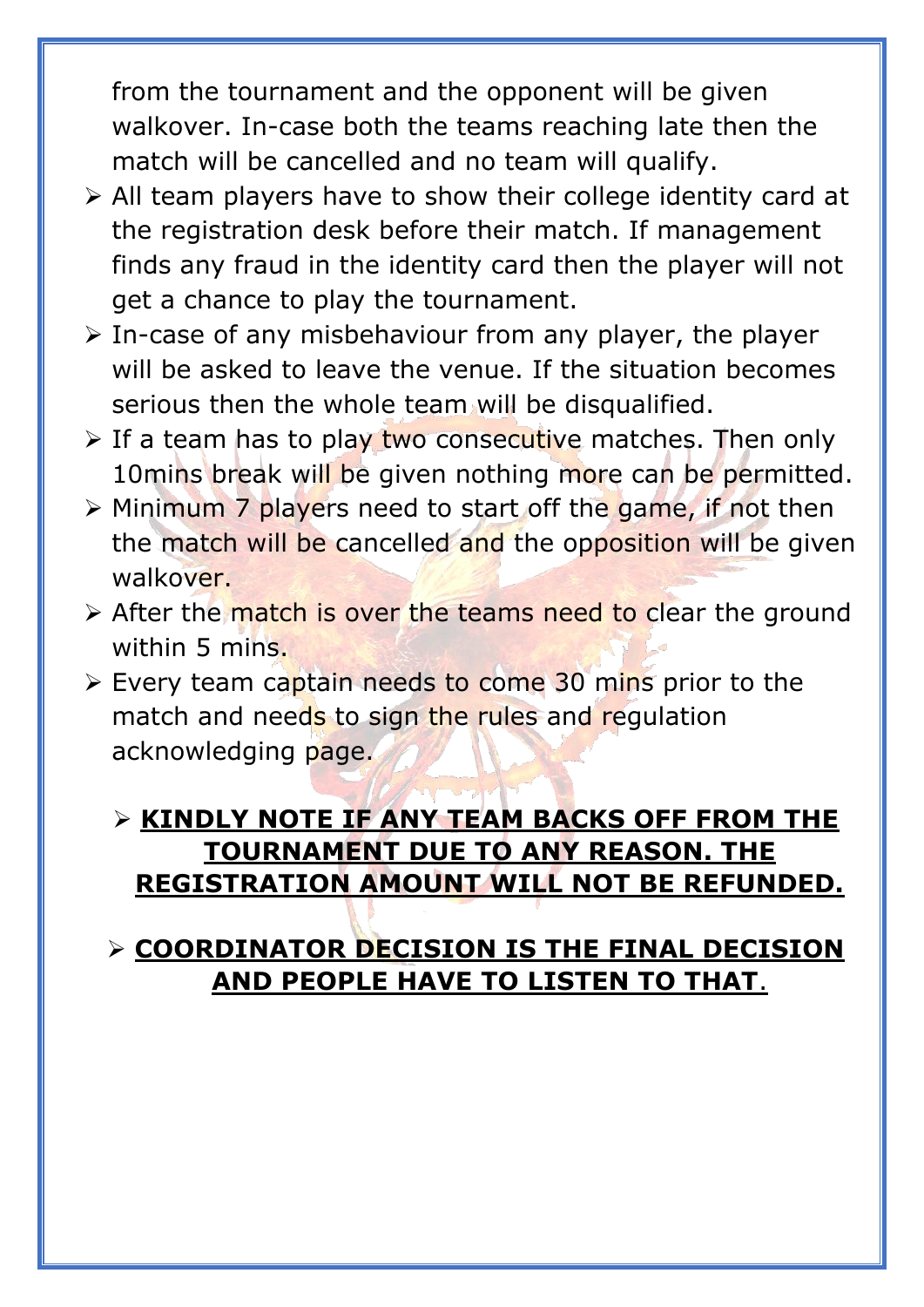from the tournament and the opponent will be given walkover. In-case both the teams reaching late then the match will be cancelled and no team will qualify.

- All team players have to show their college identity card at the registration desk before their match. If management finds any fraud in the identity card then the player will not get a chance to play the tournament.
- In-case of any misbehaviour from any player, the player will be asked to leave the venue. If the situation becomes serious then the whole team will be disqualified.
- If a team has to play two consecutive matches. Then only 10mins break will be given nothing more can be permitted.
- Minimum 7 players need to start off the game, if not then the match will be cancelled and the opposition will be given walkover.
- After the match is over the teams need to clear the ground within 5 mins.
- Every team captain needs to come 30 mins prior to the match and needs to sign the rules and regulation acknowledging page.

- **KINDLY NOTE IF ANY TEAM BACKS OFF FROM THE TOURNAMENT DUE TO ANY REASON. THE REGISTRATION AMOUNT WILL NOT BE REFUNDED.**

- **COORDINATOR DECISION IS THE FINAL DECISION AND PEOPLE HAVE TO LISTEN TO THAT.**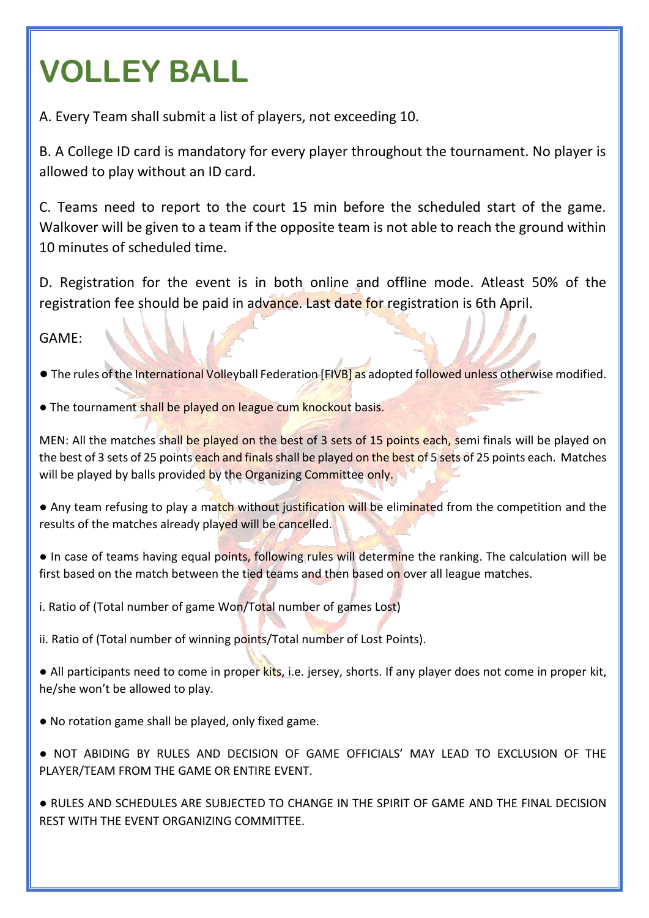# VOLLEY BALL

A. Every Team shall submit a list of players, not exceeding 10.

B. A College ID card is mandatory for every player throughout the tournament. No player is allowed to play without an ID card.

C. Teams need to report to the court 15 min before the scheduled start of the game. Walkover will be given to a team if the opposite team is not able to reach the ground within 10 minutes of scheduled time.

D. Registration for the event is in both online and offline mode. Atleast 50% of the registration fee should be paid in advance. Last date for registration is 6th April.

GAME:

- The rules of the International Volleyball Federation [FIVB] as adopted followed unless otherwise modified.
- The tournament shall be played on league cum knockout basis.

MEN: All the matches shall be played on the best of 3 sets of 15 points each, semi finals will be played on the best of 3 sets of 25 points each and finals shall be played on the best of 5 sets of 25 points each. Matches will be played by balls provided by the Organizing Committee only.

- Any team refusing to play a match without justification will be eliminated from the competition and the results of the matches already played will be cancelled.
- In case of teams having equal points, following rules will determine the ranking. The calculation will be first based on the match between the tied teams and then based on over all league matches.

i. Ratio of (Total number of game Won/Total number of games Lost)

ii. Ratio of (Total number of winning points/Total number of Lost Points).

- All participants need to come in proper kits, i.e. jersey, shorts. If any player does not come in proper kit, he/she won't be allowed to play.
- No rotation game shall be played, only fixed game.
- NOT ABIDING BY RULES AND DECISION OF GAME OFFICIALS' MAY LEAD TO EXCLUSION OF THE PLAYER/TEAM FROM THE GAME OR ENTIRE EVENT.
- RULES AND SCHEDULES ARE SUBJECTED TO CHANGE IN THE SPIRIT OF GAME AND THE FINAL DECISION REST WITH THE EVENT ORGANIZING COMMITTEE.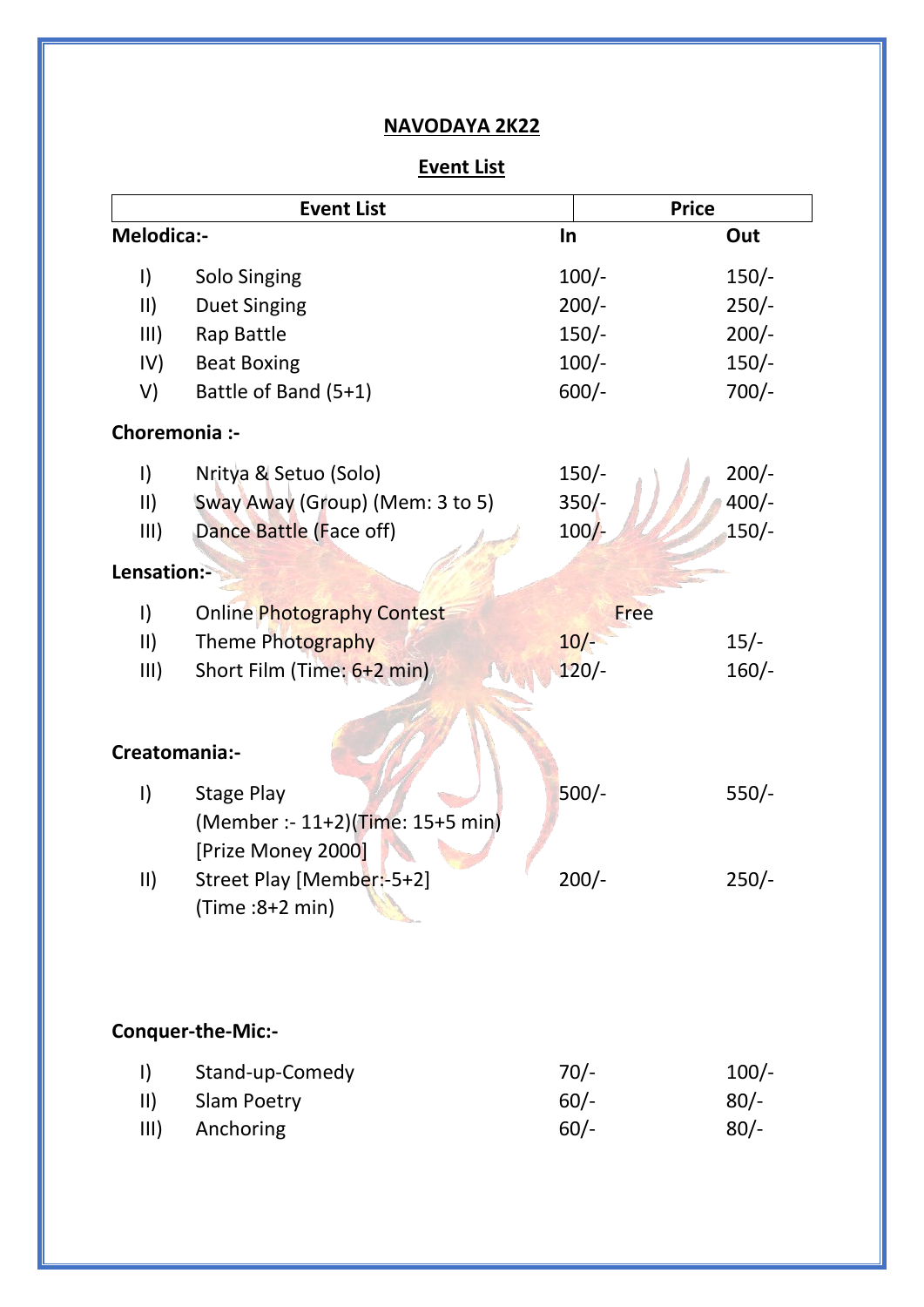# NAVODAYA 2K22

## Event List

| Event List | | Price | |
|---|---|---|---|
| **Melodica:-** | | **In** | **Out** |
| I) | Solo Singing | 100/- | 150/- |
| II) | Duet Singing | 200/- | 250/- |
| III) | Rap Battle | 150/- | 200/- |
| IV) | Beat Boxing | 100/- | 150/- |
| V) | Battle of Band (5+1) | 600/- | 700/- |
| **Choremonia :-** | | | |
| I) | Nritya & Setuo (Solo) | 150/- | 200/- |
| II) | Sway Away (Group) (Mem: 3 to 5) | 350/- | 400/- |
| III) | Dance Battle (Face off) | 100/- | 150/- |
| **Lensation:-** | | | |
| I) | Online Photography Contest | Free | |
| II) | Theme Photography | 10/- | 15/- |
| III) | Short Film (Time: 6+2 min) | 120/- | 160/- |
| **Creatomania:-** | | | |
| I) | Stage Play (Member :- 11+2)(Time: 15+5 min) [Prize Money 2000] | 500/- | 550/- |
| II) | Street Play [Member:-5+2] (Time :8+2 min) | 200/- | 250/- |
| **Conquer-the-Mic:-** | | | |
| I) | Stand-up-Comedy | 70/- | 100/- |
| II) | Slam Poetry | 60/- | 80/- |
| III) | Anchoring | 60/- | 80/- |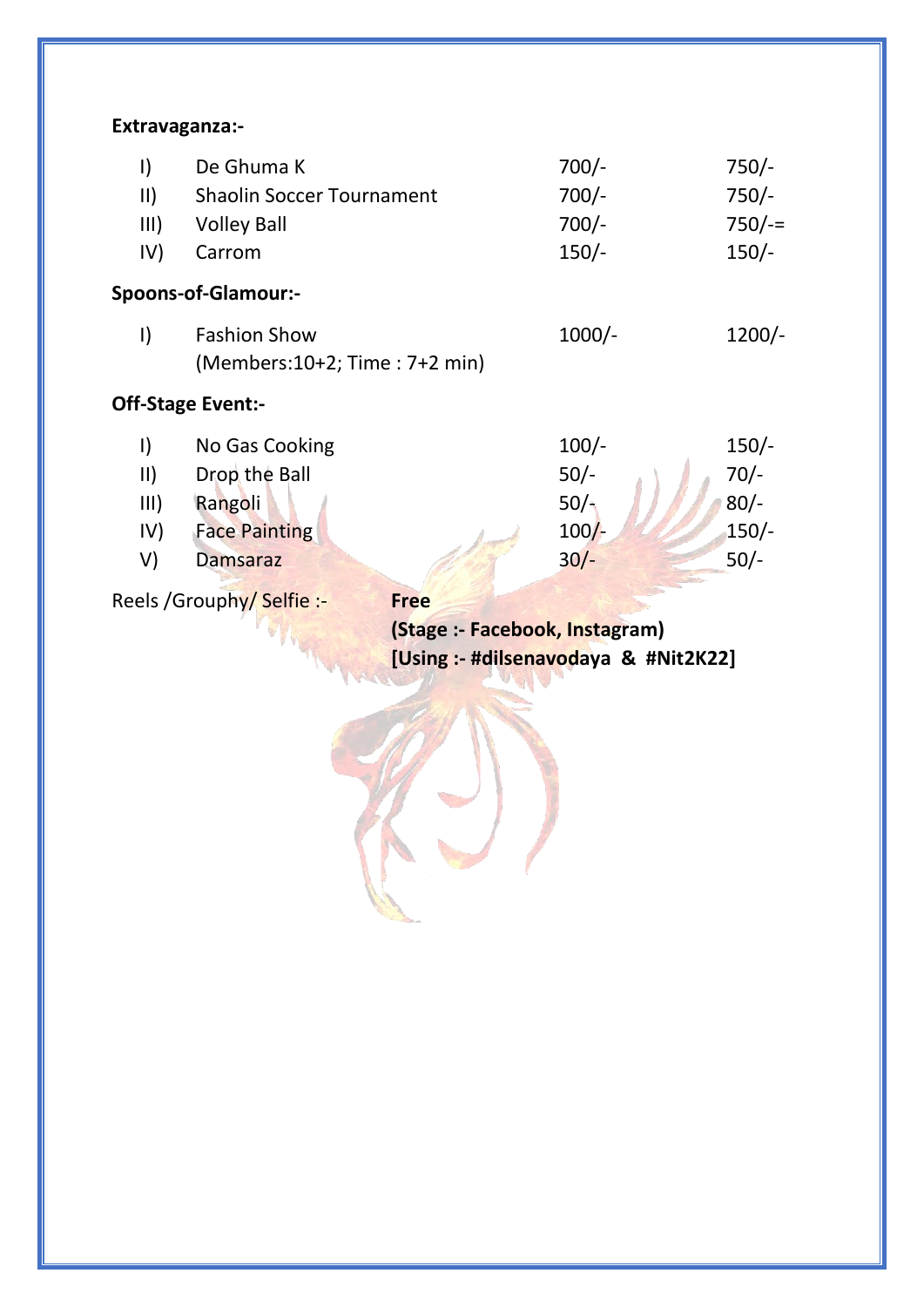**Extravaganza:-**

| | | | |
|---|---|---|---|
| I) | De Ghuma K | 700/- | 750/- |
| II) | Shaolin Soccer Tournament | 700/- | 750/- |
| III) | Volley Ball | 700/- | 750/-= |
| IV) | Carrom | 150/- | 150/- |

**Spoons-of-Glamour:-**

| | | | |
|---|---|---|---|
| I) | Fashion Show<br>(Members:10+2; Time : 7+2 min) | 1000/- | 1200/- |

**Off-Stage Event:-**

| | | | |
|---|---|---|---|
| I) | No Gas Cooking | 100/- | 150/- |
| II) | Drop the Ball | 50/- | 70/- |
| III) | Rangoli | 50/- | 80/- |
| IV) | Face Painting | 100/- | 150/- |
| V) | Damsaraz | 30/- | 50/- |

Reels /Grouphy/ Selfie :- **Free**
**(Stage :- Facebook, Instagram)**
**[Using :- #dilsenavodaya & #Nit2K22]**